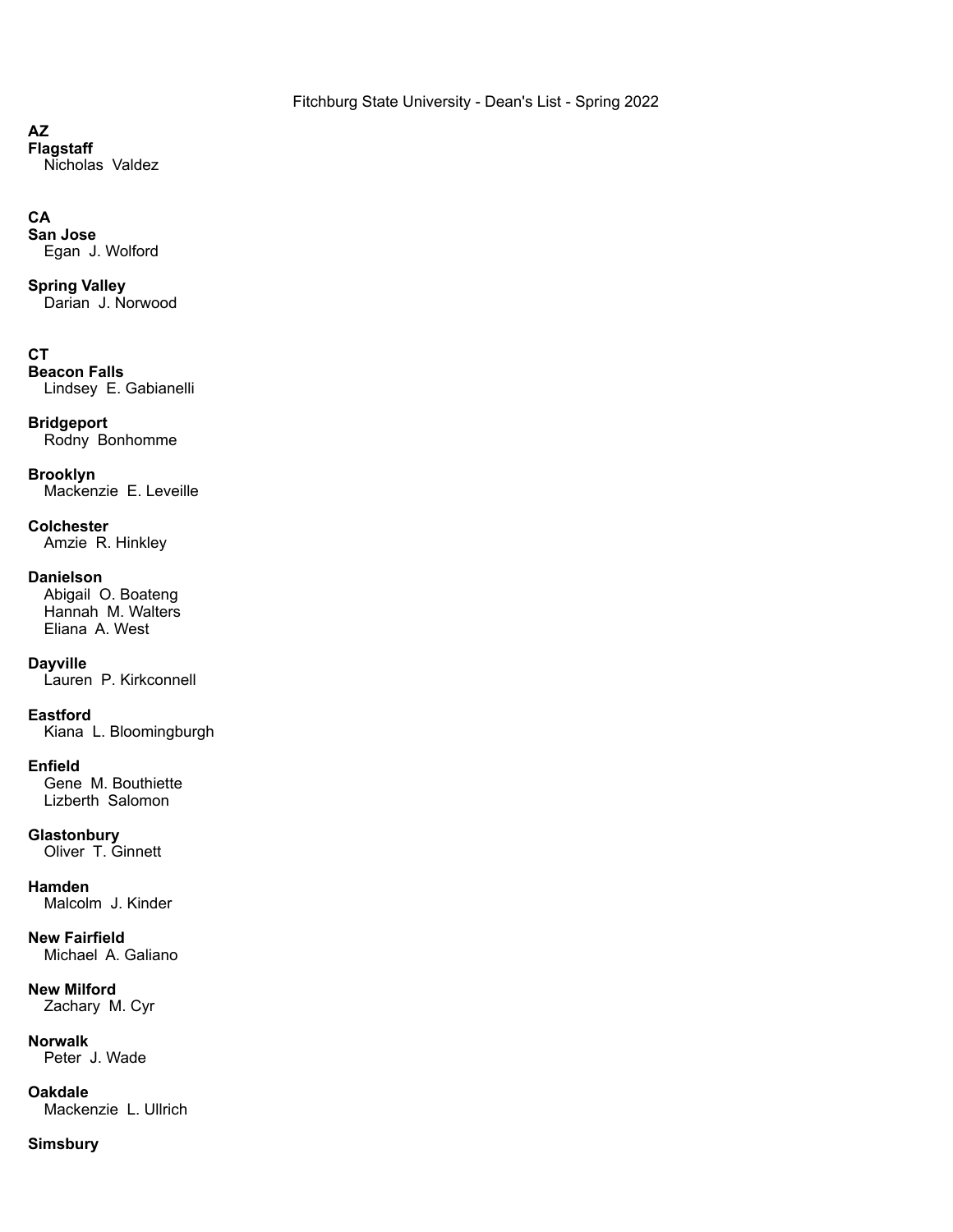Fitchburg State University - Dean's List - Spring 2022

**AZ**

**Flagstaff**

Nicholas Valdez

**CA**

**San Jose**

Egan J. Wolford

**Spring Valley**

Darian J. Norwood

**CT**

**Beacon Falls**

Lindsey E. Gabianelli

**Bridgeport**

Rodny Bonhomme

**Brooklyn**

Mackenzie E. Leveille

**Colchester**

Amzie R. Hinkley

**Danielson**

Abigail O. Boateng
Hannah M. Walters
Eliana A. West

**Dayville**

Lauren P. Kirkconnell

**Eastford**

Kiana L. Bloomingburgh

**Enfield**

Gene M. Bouthiette
Lizberth Salomon

**Glastonbury**

Oliver T. Ginnett

**Hamden**

Malcolm J. Kinder

**New Fairfield**

Michael A. Galiano

**New Milford**

Zachary M. Cyr

**Norwalk**

Peter J. Wade

**Oakdale**

Mackenzie L. Ullrich

**Simsbury**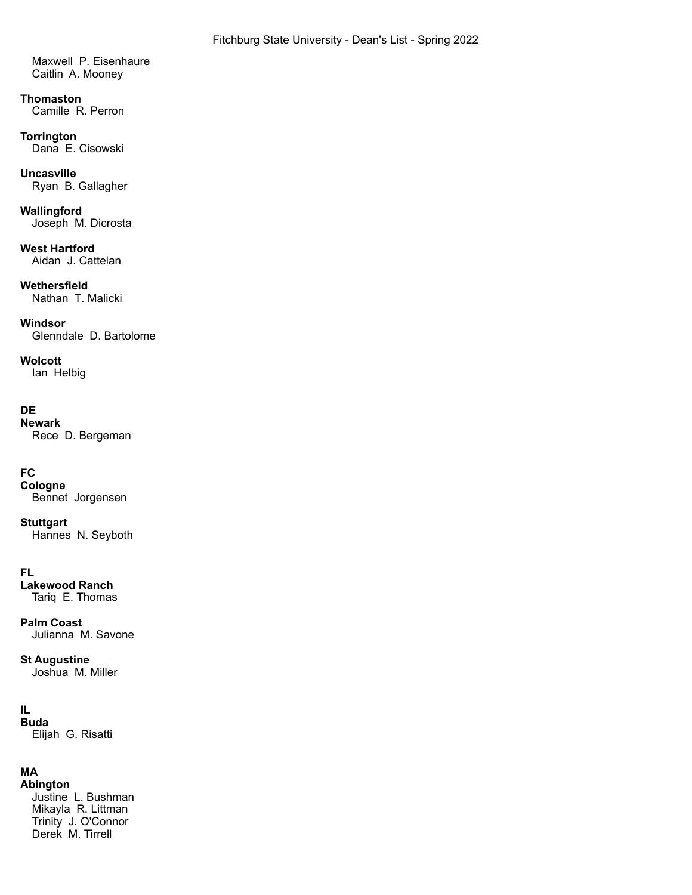Maxwell P. Eisenhaure
Caitlin A. Mooney

**Thomaston**
Camille R. Perron

**Torrington**
Dana E. Cisowski

**Uncasville**
Ryan B. Gallagher

**Wallingford**
Joseph M. Dicrosta

**West Hartford**
Aidan J. Cattelan

**Wethersfield**
Nathan T. Malicki

**Windsor**
Glenndale D. Bartolome

**Wolcott**
Ian Helbig

**DE**
**Newark**
Rece D. Bergeman

**FC**
**Cologne**
Bennet Jorgensen

**Stuttgart**
Hannes N. Seyboth

**FL**
**Lakewood Ranch**
Tariq E. Thomas

**Palm Coast**
Julianna M. Savone

**St Augustine**
Joshua M. Miller

**IL**
**Buda**
Elijah G. Risatti

**MA**
**Abington**
Justine L. Bushman
Mikayla R. Littman
Trinity J. O'Connor
Derek M. Tirrell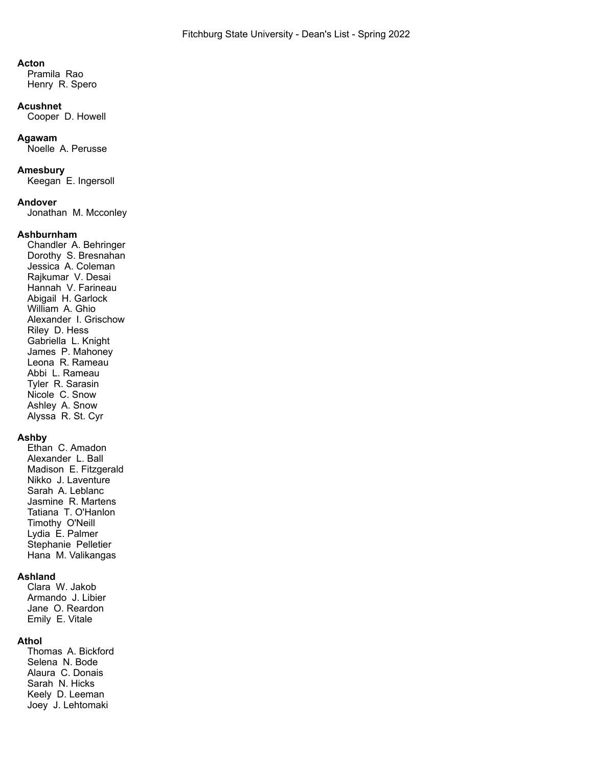**Acton**
Pramila Rao
Henry R. Spero

**Acushnet**
Cooper D. Howell

**Agawam**
Noelle A. Perusse

**Amesbury**
Keegan E. Ingersoll

**Andover**
Jonathan M. Mcconley

**Ashburnham**
Chandler A. Behringer
Dorothy S. Bresnahan
Jessica A. Coleman
Rajkumar V. Desai
Hannah V. Farineau
Abigail H. Garlock
William A. Ghio
Alexander I. Grischow
Riley D. Hess
Gabriella L. Knight
James P. Mahoney
Leona R. Rameau
Abbi L. Rameau
Tyler R. Sarasin
Nicole C. Snow
Ashley A. Snow
Alyssa R. St. Cyr

**Ashby**
Ethan C. Amadon
Alexander L. Ball
Madison E. Fitzgerald
Nikko J. Laventure
Sarah A. Leblanc
Jasmine R. Martens
Tatiana T. O'Hanlon
Timothy O'Neill
Lydia E. Palmer
Stephanie Pelletier
Hana M. Valikangas

**Ashland**
Clara W. Jakob
Armando J. Libier
Jane O. Reardon
Emily E. Vitale

**Athol**
Thomas A. Bickford
Selena N. Bode
Alaura C. Donais
Sarah N. Hicks
Keely D. Leeman
Joey J. Lehtomaki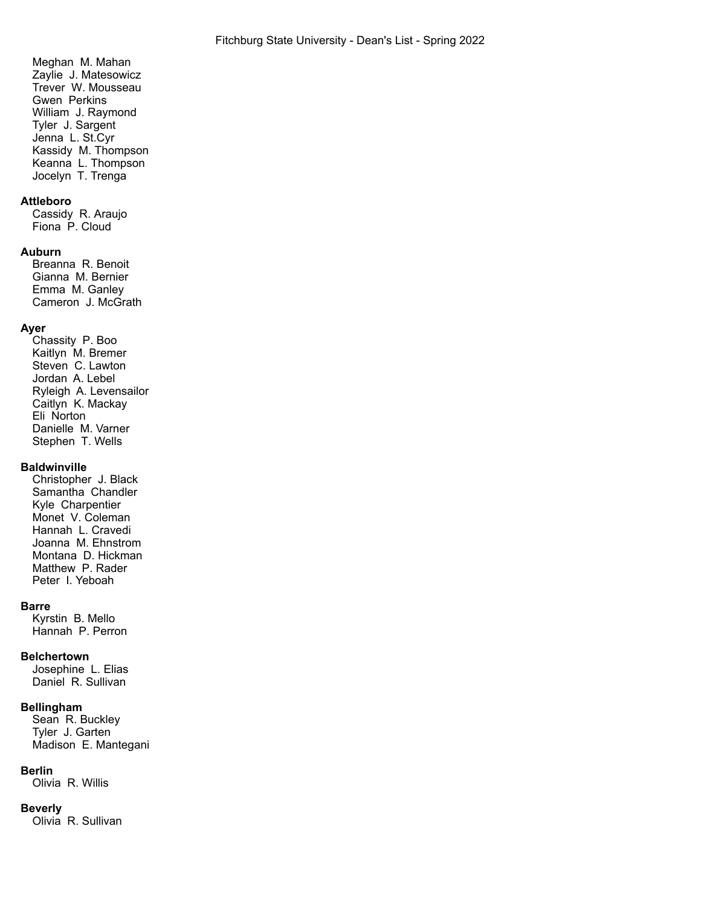Meghan M. Mahan
Zaylie J. Matesowicz
Trever W. Mousseau
Gwen Perkins
William J. Raymond
Tyler J. Sargent
Jenna L. St.Cyr
Kassidy M. Thompson
Keanna L. Thompson
Jocelyn T. Trenga

**Attleboro**
Cassidy R. Araujo
Fiona P. Cloud

**Auburn**
Breanna R. Benoit
Gianna M. Bernier
Emma M. Ganley
Cameron J. McGrath

**Ayer**
Chassity P. Boo
Kaitlyn M. Bremer
Steven C. Lawton
Jordan A. Lebel
Ryleigh A. Levensailor
Caitlyn K. Mackay
Eli Norton
Danielle M. Varner
Stephen T. Wells

**Baldwinville**
Christopher J. Black
Samantha Chandler
Kyle Charpentier
Monet V. Coleman
Hannah L. Cravedi
Joanna M. Ehnstrom
Montana D. Hickman
Matthew P. Rader
Peter I. Yeboah

**Barre**
Kyrstin B. Mello
Hannah P. Perron

**Belchertown**
Josephine L. Elias
Daniel R. Sullivan

**Bellingham**
Sean R. Buckley
Tyler J. Garten
Madison E. Mantegani

**Berlin**
Olivia R. Willis

**Beverly**
Olivia R. Sullivan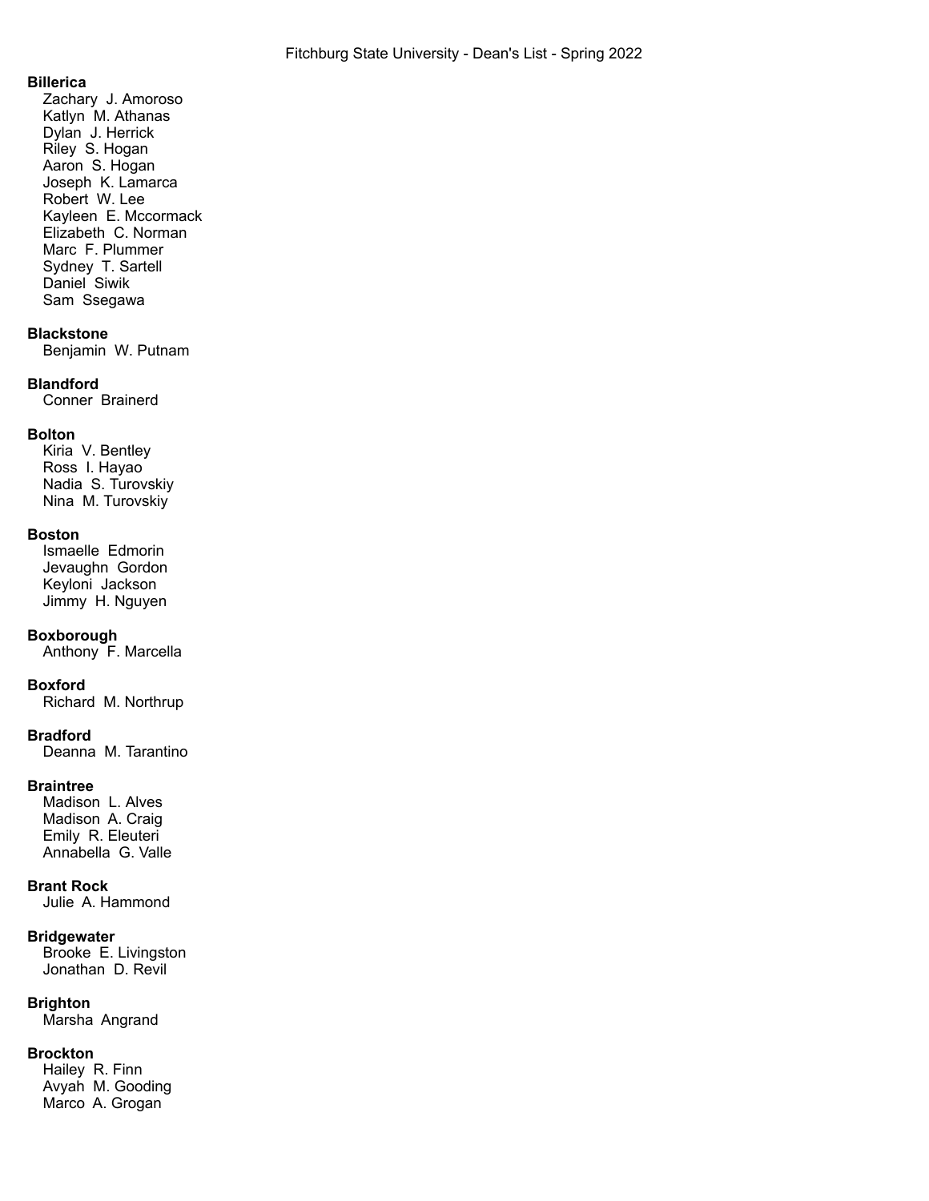**Billerica**

Zachary J. Amoroso
Katlyn M. Athanas
Dylan J. Herrick
Riley S. Hogan
Aaron S. Hogan
Joseph K. Lamarca
Robert W. Lee
Kayleen E. Mccormack
Elizabeth C. Norman
Marc F. Plummer
Sydney T. Sartell
Daniel Siwik
Sam Ssegawa

**Blackstone**

Benjamin W. Putnam

**Blandford**

Conner Brainerd

**Bolton**

Kiria V. Bentley
Ross I. Hayao
Nadia S. Turovskiy
Nina M. Turovskiy

**Boston**

Ismaelle Edmorin
Jevaughn Gordon
Keyloni Jackson
Jimmy H. Nguyen

**Boxborough**

Anthony F. Marcella

**Boxford**

Richard M. Northrup

**Bradford**

Deanna M. Tarantino

**Braintree**

Madison L. Alves
Madison A. Craig
Emily R. Eleuteri
Annabella G. Valle

**Brant Rock**

Julie A. Hammond

**Bridgewater**

Brooke E. Livingston
Jonathan D. Revil

**Brighton**

Marsha Angrand

**Brockton**

Hailey R. Finn
Avyah M. Gooding
Marco A. Grogan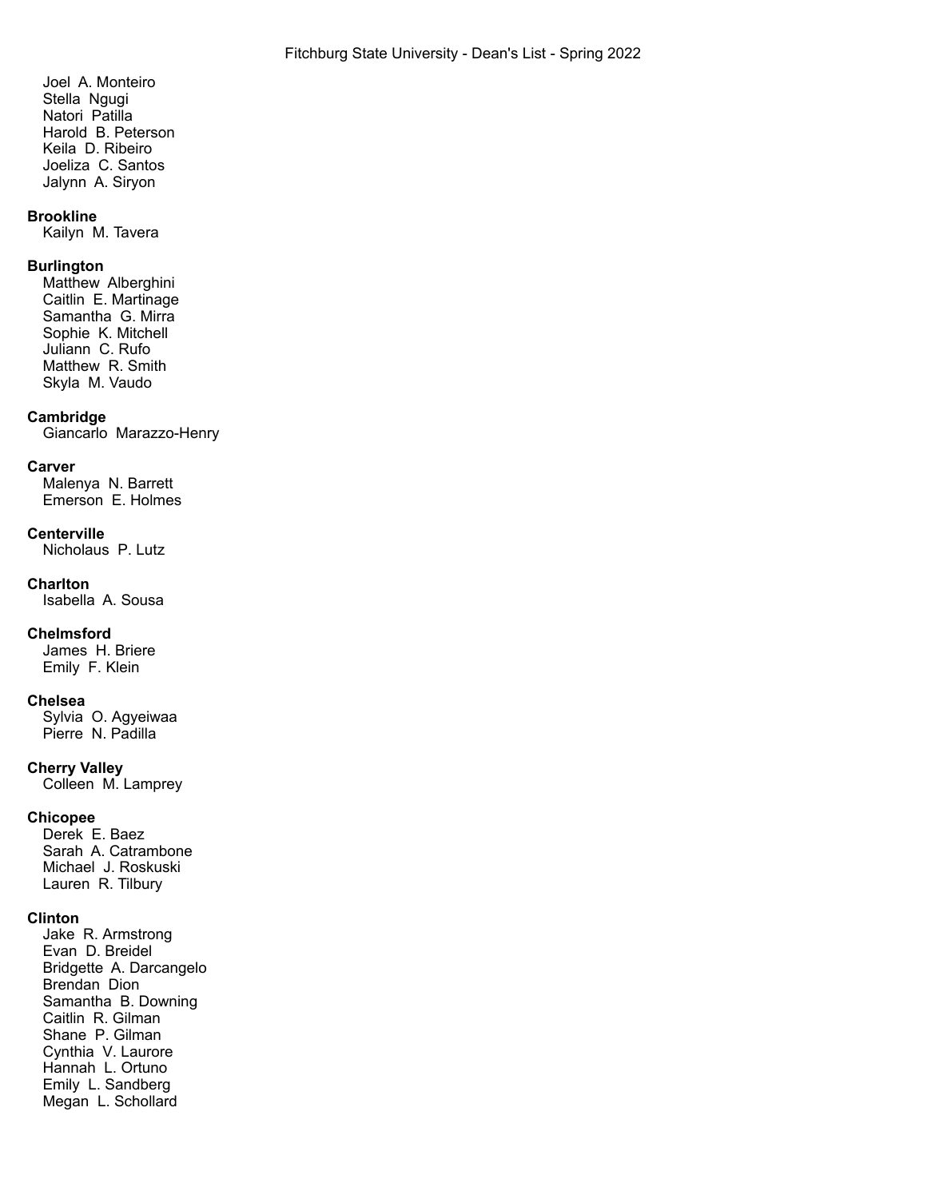Joel A. Monteiro
Stella Ngugi
Natori Patilla
Harold B. Peterson
Keila D. Ribeiro
Joeliza C. Santos
Jalynn A. Siryon

**Brookline**
Kailyn M. Tavera

**Burlington**
Matthew Alberghini
Caitlin E. Martinage
Samantha G. Mirra
Sophie K. Mitchell
Juliann C. Rufo
Matthew R. Smith
Skyla M. Vaudo

**Cambridge**
Giancarlo Marazzo-Henry

**Carver**
Malenya N. Barrett
Emerson E. Holmes

**Centerville**
Nicholaus P. Lutz

**Charlton**
Isabella A. Sousa

**Chelmsford**
James H. Briere
Emily F. Klein

**Chelsea**
Sylvia O. Agyeiwaa
Pierre N. Padilla

**Cherry Valley**
Colleen M. Lamprey

**Chicopee**
Derek E. Baez
Sarah A. Catrambone
Michael J. Roskuski
Lauren R. Tilbury

**Clinton**
Jake R. Armstrong
Evan D. Breidel
Bridgette A. Darcangelo
Brendan Dion
Samantha B. Downing
Caitlin R. Gilman
Shane P. Gilman
Cynthia V. Laurore
Hannah L. Ortuno
Emily L. Sandberg
Megan L. Schollard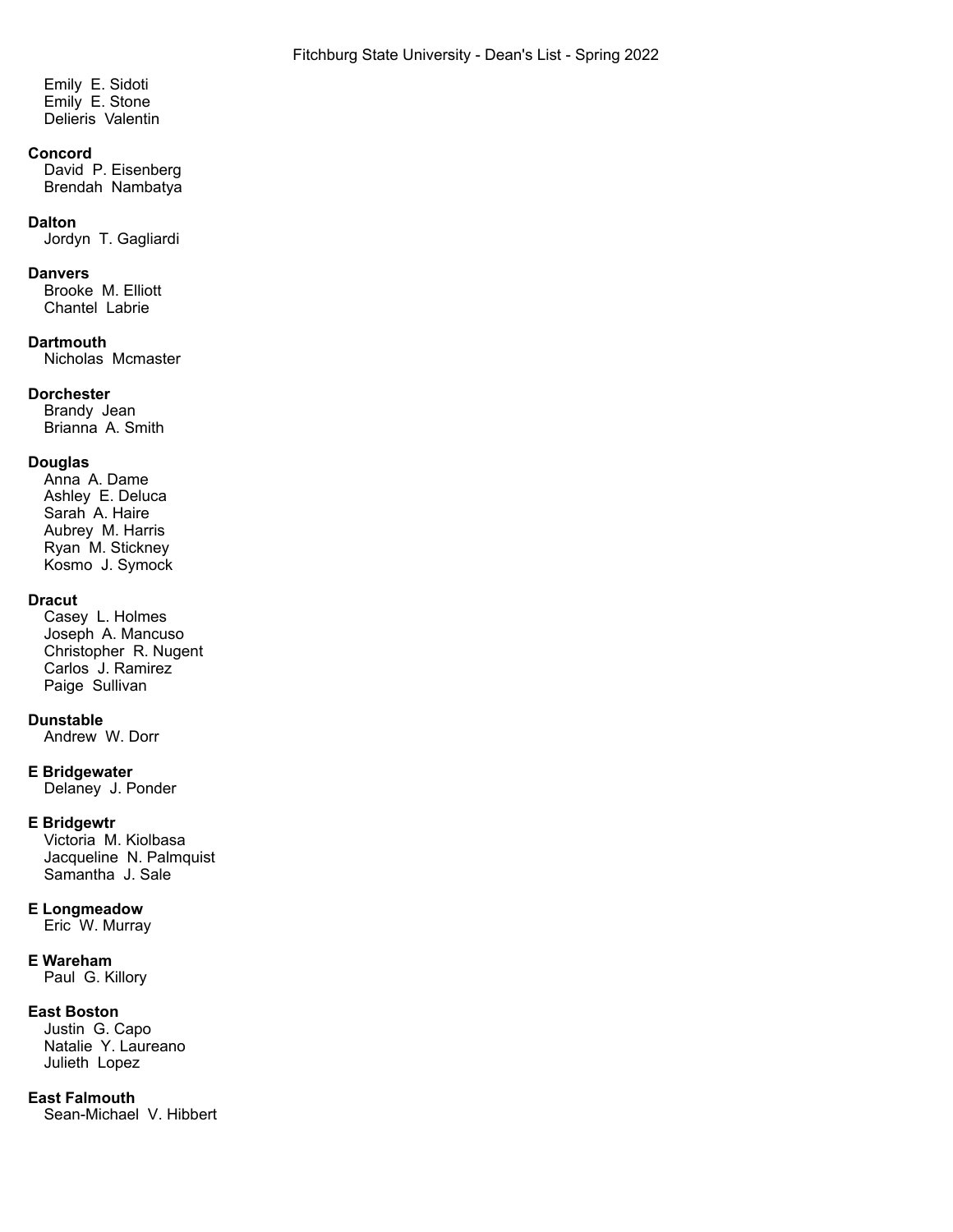Emily E. Sidoti
Emily E. Stone
Delieris Valentin

**Concord**
David P. Eisenberg
Brendah Nambatya

**Dalton**
Jordyn T. Gagliardi

**Danvers**
Brooke M. Elliott
Chantel Labrie

**Dartmouth**
Nicholas Mcmaster

**Dorchester**
Brandy Jean
Brianna A. Smith

**Douglas**
Anna A. Dame
Ashley E. Deluca
Sarah A. Haire
Aubrey M. Harris
Ryan M. Stickney
Kosmo J. Symock

**Dracut**
Casey L. Holmes
Joseph A. Mancuso
Christopher R. Nugent
Carlos J. Ramirez
Paige Sullivan

**Dunstable**
Andrew W. Dorr

**E Bridgewater**
Delaney J. Ponder

**E Bridgewtr**
Victoria M. Kiolbasa
Jacqueline N. Palmquist
Samantha J. Sale

**E Longmeadow**
Eric W. Murray

**E Wareham**
Paul G. Killory

**East Boston**
Justin G. Capo
Natalie Y. Laureano
Julieth Lopez

**East Falmouth**
Sean-Michael V. Hibbert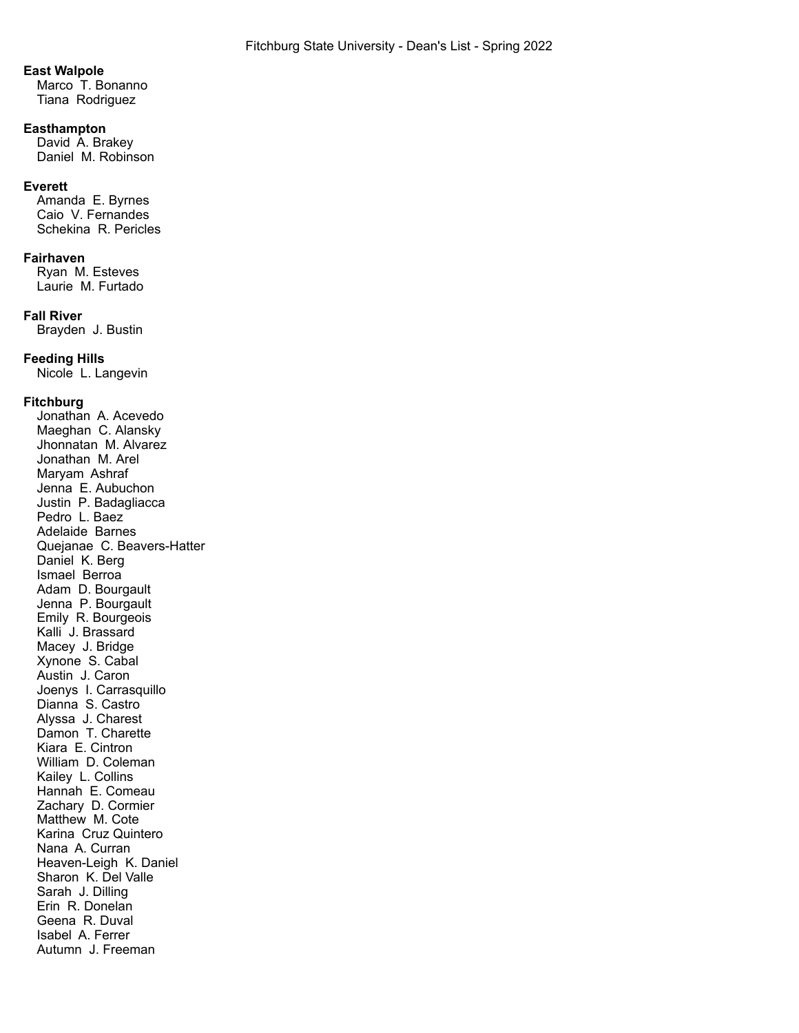**East Walpole**

Marco T. Bonanno
Tiana Rodriguez

**Easthampton**

David A. Brakey
Daniel M. Robinson

**Everett**

Amanda E. Byrnes
Caio V. Fernandes
Schekina R. Pericles

**Fairhaven**

Ryan M. Esteves
Laurie M. Furtado

**Fall River**

Brayden J. Bustin

**Feeding Hills**

Nicole L. Langevin

**Fitchburg**

Jonathan A. Acevedo
Maeghan C. Alansky
Jhonnatan M. Alvarez
Jonathan M. Arel
Maryam Ashraf
Jenna E. Aubuchon
Justin P. Badagliacca
Pedro L. Baez
Adelaide Barnes
Quejanae C. Beavers-Hatter
Daniel K. Berg
Ismael Berroa
Adam D. Bourgault
Jenna P. Bourgault
Emily R. Bourgeois
Kalli J. Brassard
Macey J. Bridge
Xynone S. Cabal
Austin J. Caron
Joenys I. Carrasquillo
Dianna S. Castro
Alyssa J. Charest
Damon T. Charette
Kiara E. Cintron
William D. Coleman
Kailey L. Collins
Hannah E. Comeau
Zachary D. Cormier
Matthew M. Cote
Karina Cruz Quintero
Nana A. Curran
Heaven-Leigh K. Daniel
Sharon K. Del Valle
Sarah J. Dilling
Erin R. Donelan
Geena R. Duval
Isabel A. Ferrer
Autumn J. Freeman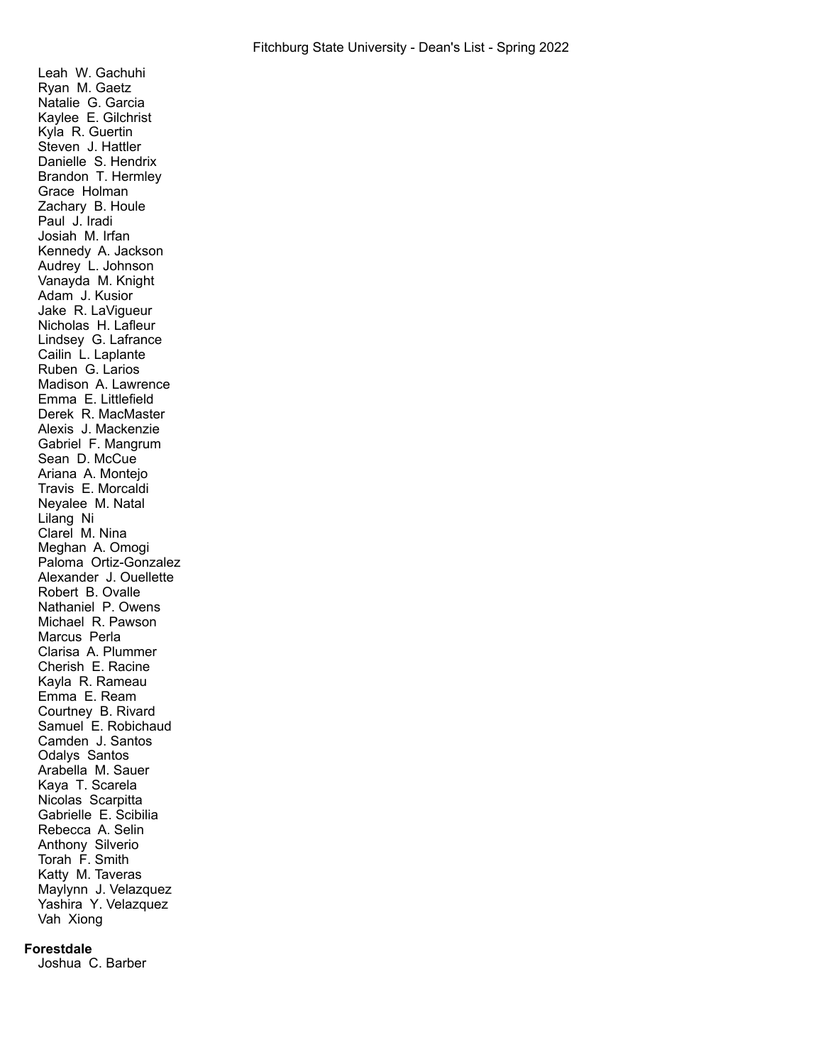Leah W. Gachuhi
Ryan M. Gaetz
Natalie G. Garcia
Kaylee E. Gilchrist
Kyla R. Guertin
Steven J. Hattler
Danielle S. Hendrix
Brandon T. Hermley
Grace Holman
Zachary B. Houle
Paul J. Iradi
Josiah M. Irfan
Kennedy A. Jackson
Audrey L. Johnson
Vanayda M. Knight
Adam J. Kusior
Jake R. LaVigueur
Nicholas H. Lafleur
Lindsey G. Lafrance
Cailin L. Laplante
Ruben G. Larios
Madison A. Lawrence
Emma E. Littlefield
Derek R. MacMaster
Alexis J. Mackenzie
Gabriel F. Mangrum
Sean D. McCue
Ariana A. Montejo
Travis E. Morcaldi
Neyalee M. Natal
Lilang Ni
Clarel M. Nina
Meghan A. Omogi
Paloma Ortiz-Gonzalez
Alexander J. Ouellette
Robert B. Ovalle
Nathaniel P. Owens
Michael R. Pawson
Marcus Perla
Clarisa A. Plummer
Cherish E. Racine
Kayla R. Rameau
Emma E. Ream
Courtney B. Rivard
Samuel E. Robichaud
Camden J. Santos
Odalys Santos
Arabella M. Sauer
Kaya T. Scarela
Nicolas Scarpitta
Gabrielle E. Scibilia
Rebecca A. Selin
Anthony Silverio
Torah F. Smith
Katty M. Taveras
Maylynn J. Velazquez
Yashira Y. Velazquez
Vah Xiong

**Forestdale**

Joshua C. Barber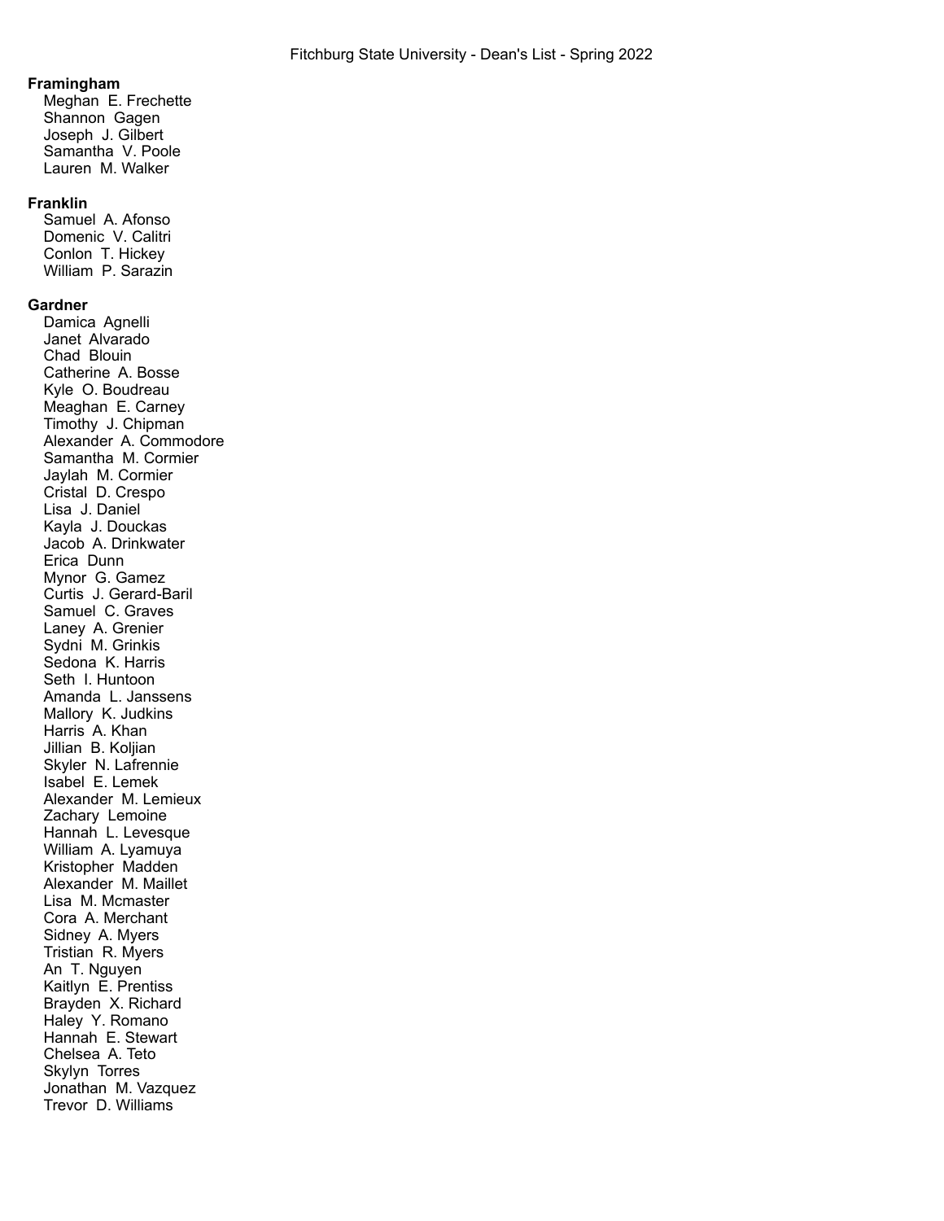**Framingham**

Meghan E. Frechette
Shannon Gagen
Joseph J. Gilbert
Samantha V. Poole
Lauren M. Walker

**Franklin**

Samuel A. Afonso
Domenic V. Calitri
Conlon T. Hickey
William P. Sarazin

**Gardner**

Damica Agnelli
Janet Alvarado
Chad Blouin
Catherine A. Bosse
Kyle O. Boudreau
Meaghan E. Carney
Timothy J. Chipman
Alexander A. Commodore
Samantha M. Cormier
Jaylah M. Cormier
Cristal D. Crespo
Lisa J. Daniel
Kayla J. Douckas
Jacob A. Drinkwater
Erica Dunn
Mynor G. Gamez
Curtis J. Gerard-Baril
Samuel C. Graves
Laney A. Grenier
Sydni M. Grinkis
Sedona K. Harris
Seth I. Huntoon
Amanda L. Janssens
Mallory K. Judkins
Harris A. Khan
Jillian B. Koljian
Skyler N. Lafrennie
Isabel E. Lemek
Alexander M. Lemieux
Zachary Lemoine
Hannah L. Levesque
William A. Lyamuya
Kristopher Madden
Alexander M. Maillet
Lisa M. Mcmaster
Cora A. Merchant
Sidney A. Myers
Tristian R. Myers
An T. Nguyen
Kaitlyn E. Prentiss
Brayden X. Richard
Haley Y. Romano
Hannah E. Stewart
Chelsea A. Teto
Skylyn Torres
Jonathan M. Vazquez
Trevor D. Williams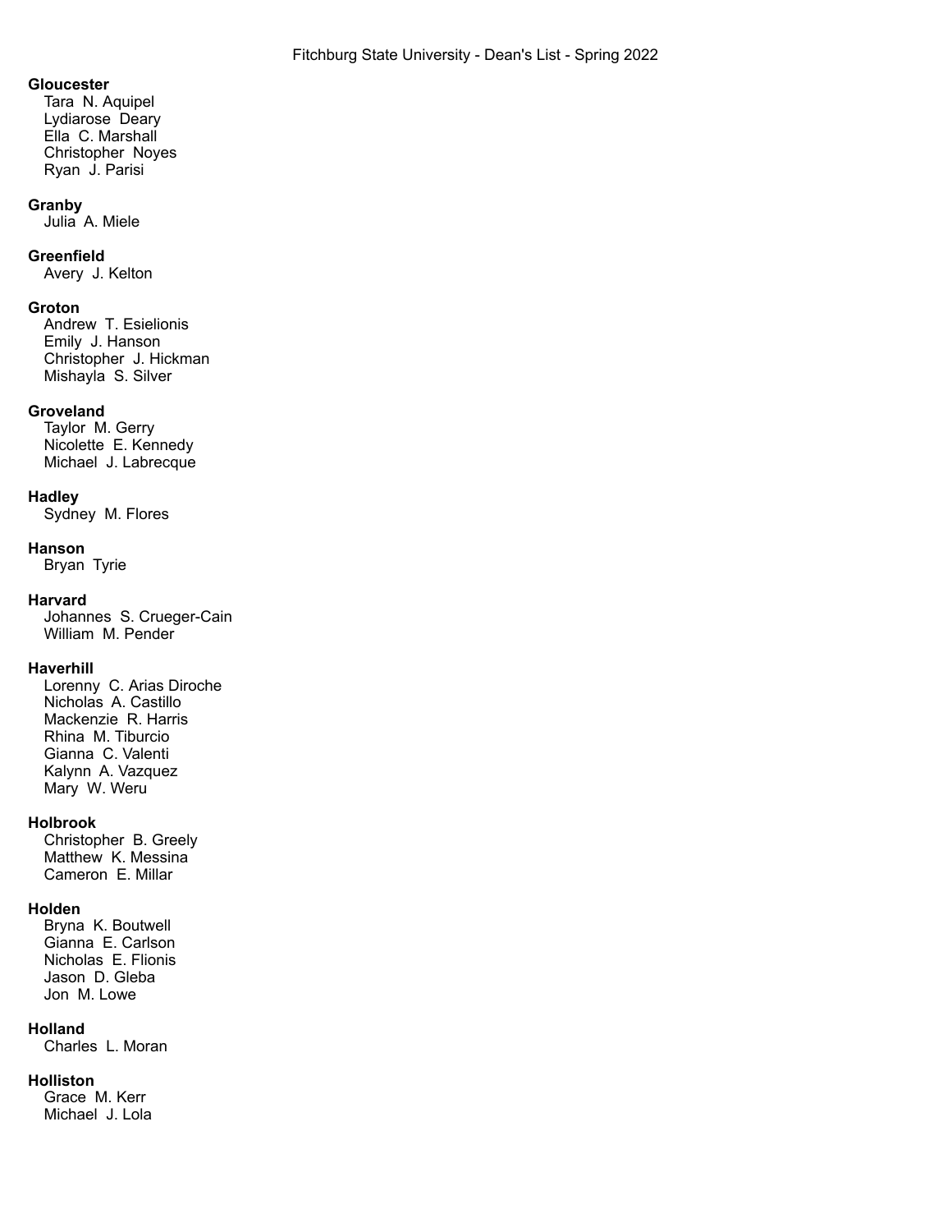**Gloucester**
Tara N. Aquipel
Lydiarose Deary
Ella C. Marshall
Christopher Noyes
Ryan J. Parisi

**Granby**
Julia A. Miele

**Greenfield**
Avery J. Kelton

**Groton**
Andrew T. Esielionis
Emily J. Hanson
Christopher J. Hickman
Mishayla S. Silver

**Groveland**
Taylor M. Gerry
Nicolette E. Kennedy
Michael J. Labrecque

**Hadley**
Sydney M. Flores

**Hanson**
Bryan Tyrie

**Harvard**
Johannes S. Crueger-Cain
William M. Pender

**Haverhill**
Lorenny C. Arias Diroche
Nicholas A. Castillo
Mackenzie R. Harris
Rhina M. Tiburcio
Gianna C. Valenti
Kalynn A. Vazquez
Mary W. Weru

**Holbrook**
Christopher B. Greely
Matthew K. Messina
Cameron E. Millar

**Holden**
Bryna K. Boutwell
Gianna E. Carlson
Nicholas E. Flionis
Jason D. Gleba
Jon M. Lowe

**Holland**
Charles L. Moran

**Holliston**
Grace M. Kerr
Michael J. Lola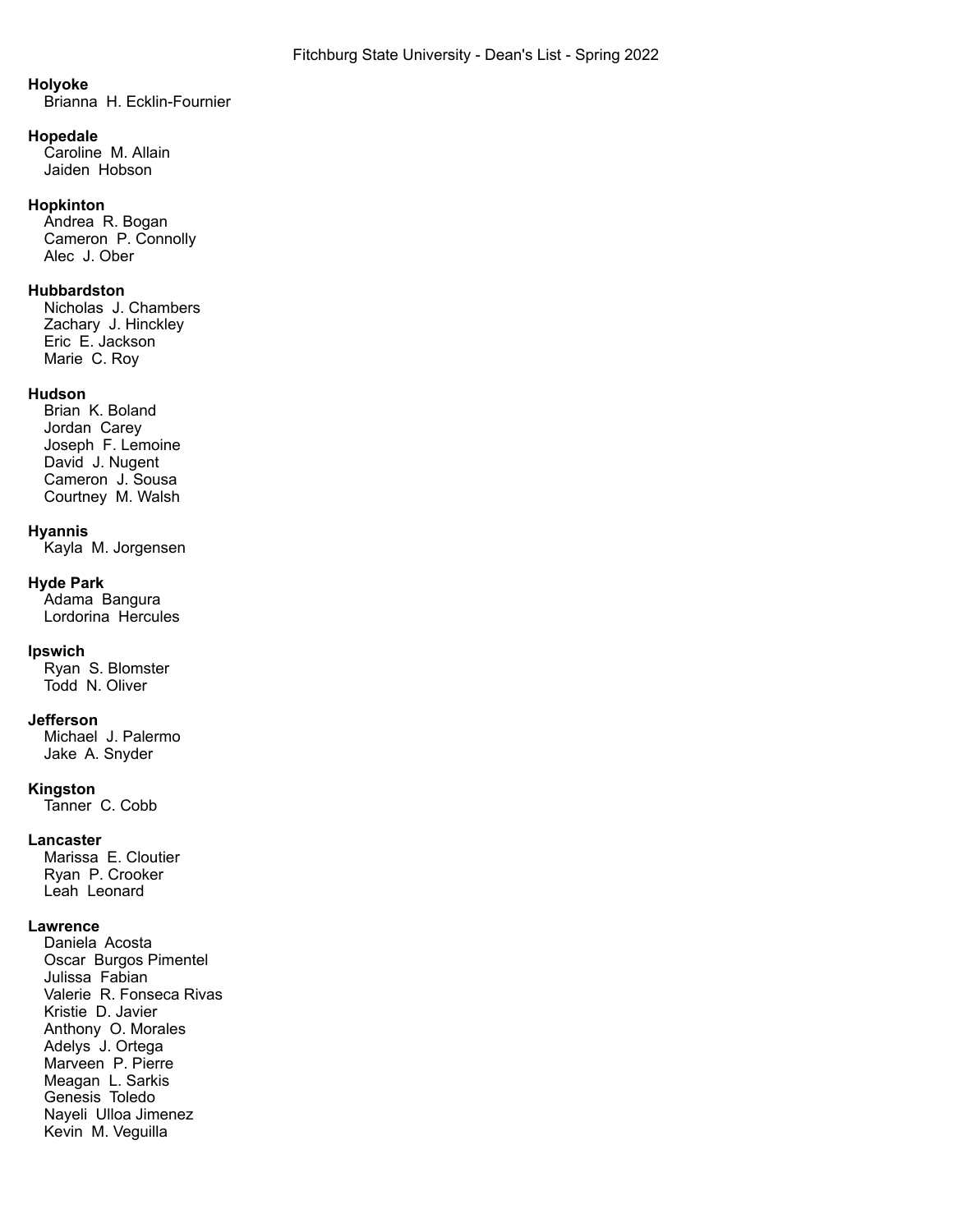**Holyoke**

Brianna H. Ecklin-Fournier

**Hopedale**

Caroline M. Allain
Jaiden Hobson

**Hopkinton**

Andrea R. Bogan
Cameron P. Connolly
Alec J. Ober

**Hubbardston**

Nicholas J. Chambers
Zachary J. Hinckley
Eric E. Jackson
Marie C. Roy

**Hudson**

Brian K. Boland
Jordan Carey
Joseph F. Lemoine
David J. Nugent
Cameron J. Sousa
Courtney M. Walsh

**Hyannis**

Kayla M. Jorgensen

**Hyde Park**

Adama Bangura
Lordorina Hercules

**Ipswich**

Ryan S. Blomster
Todd N. Oliver

**Jefferson**

Michael J. Palermo
Jake A. Snyder

**Kingston**

Tanner C. Cobb

**Lancaster**

Marissa E. Cloutier
Ryan P. Crooker
Leah Leonard

**Lawrence**

Daniela Acosta
Oscar Burgos Pimentel
Julissa Fabian
Valerie R. Fonseca Rivas
Kristie D. Javier
Anthony O. Morales
Adelys J. Ortega
Marveen P. Pierre
Meagan L. Sarkis
Genesis Toledo
Nayeli Ulloa Jimenez
Kevin M. Veguilla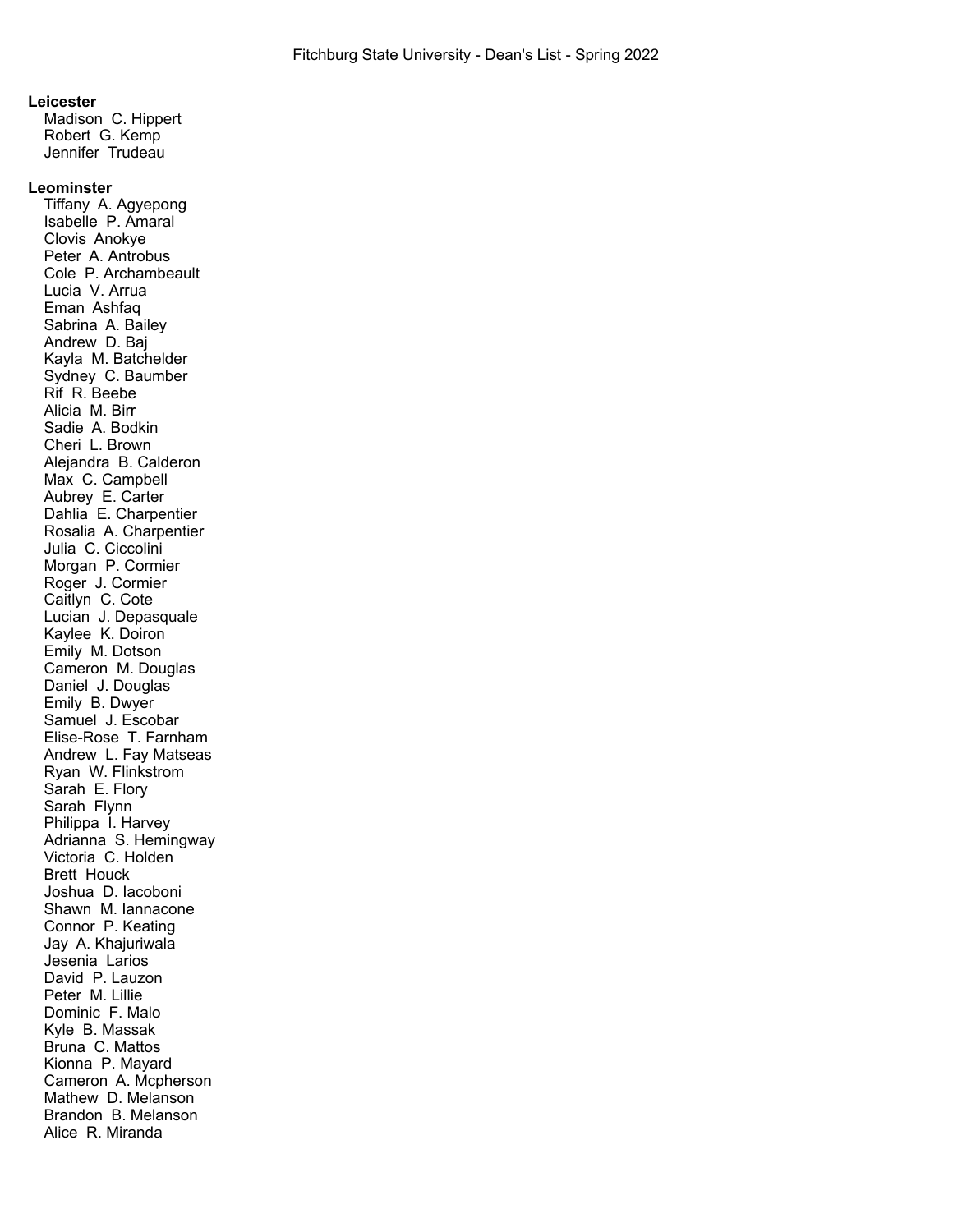**Leicester**

Madison C. Hippert
Robert G. Kemp
Jennifer Trudeau

**Leominster**

Tiffany A. Agyepong
Isabelle P. Amaral
Clovis Anokye
Peter A. Antrobus
Cole P. Archambeault
Lucia V. Arrua
Eman Ashfaq
Sabrina A. Bailey
Andrew D. Baj
Kayla M. Batchelder
Sydney C. Baumber
Rif R. Beebe
Alicia M. Birr
Sadie A. Bodkin
Cheri L. Brown
Alejandra B. Calderon
Max C. Campbell
Aubrey E. Carter
Dahlia E. Charpentier
Rosalia A. Charpentier
Julia C. Ciccolini
Morgan P. Cormier
Roger J. Cormier
Caitlyn C. Cote
Lucian J. Depasquale
Kaylee K. Doiron
Emily M. Dotson
Cameron M. Douglas
Daniel J. Douglas
Emily B. Dwyer
Samuel J. Escobar
Elise-Rose T. Farnham
Andrew L. Fay Matseas
Ryan W. Flinkstrom
Sarah E. Flory
Sarah Flynn
Philippa I. Harvey
Adrianna S. Hemingway
Victoria C. Holden
Brett Houck
Joshua D. Iacoboni
Shawn M. Iannacone
Connor P. Keating
Jay A. Khajuriwala
Jesenia Larios
David P. Lauzon
Peter M. Lillie
Dominic F. Malo
Kyle B. Massak
Bruna C. Mattos
Kionna P. Mayard
Cameron A. Mcpherson
Mathew D. Melanson
Brandon B. Melanson
Alice R. Miranda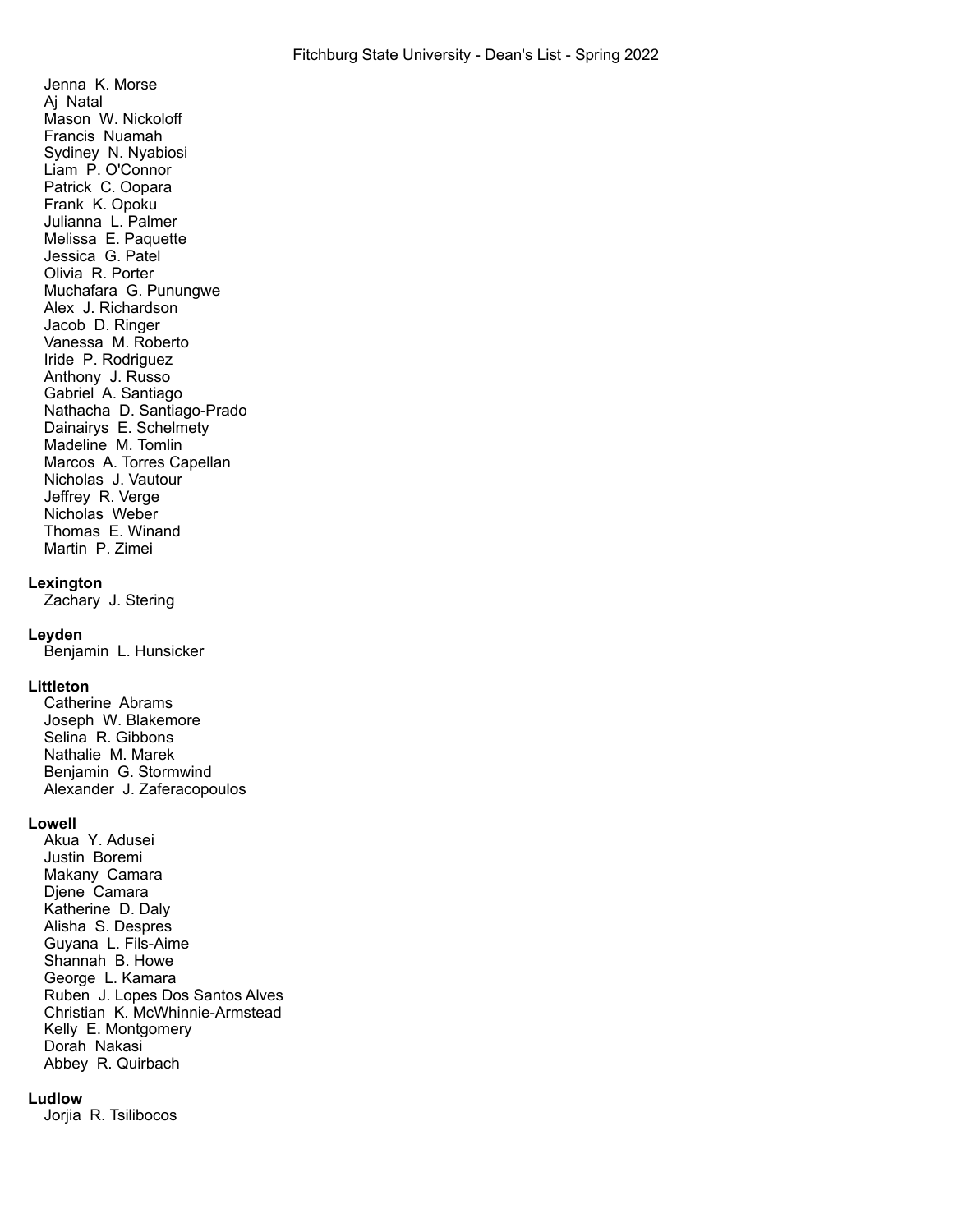Jenna K. Morse
Aj Natal
Mason W. Nickoloff
Francis Nuamah
Sydiney N. Nyabiosi
Liam P. O'Connor
Patrick C. Oopara
Frank K. Opoku
Julianna L. Palmer
Melissa E. Paquette
Jessica G. Patel
Olivia R. Porter
Muchafara G. Punungwe
Alex J. Richardson
Jacob D. Ringer
Vanessa M. Roberto
Iride P. Rodriguez
Anthony J. Russo
Gabriel A. Santiago
Nathacha D. Santiago-Prado
Dainairys E. Schelmety
Madeline M. Tomlin
Marcos A. Torres Capellan
Nicholas J. Vautour
Jeffrey R. Verge
Nicholas Weber
Thomas E. Winand
Martin P. Zimei

**Lexington**

Zachary J. Stering

**Leyden**

Benjamin L. Hunsicker

**Littleton**

Catherine Abrams
Joseph W. Blakemore
Selina R. Gibbons
Nathalie M. Marek
Benjamin G. Stormwind
Alexander J. Zaferacopoulos

**Lowell**

Akua Y. Adusei
Justin Boremi
Makany Camara
Djene Camara
Katherine D. Daly
Alisha S. Despres
Guyana L. Fils-Aime
Shannah B. Howe
George L. Kamara
Ruben J. Lopes Dos Santos Alves
Christian K. McWhinnie-Armstead
Kelly E. Montgomery
Dorah Nakasi
Abbey R. Quirbach

**Ludlow**

Jorjia R. Tsilibocos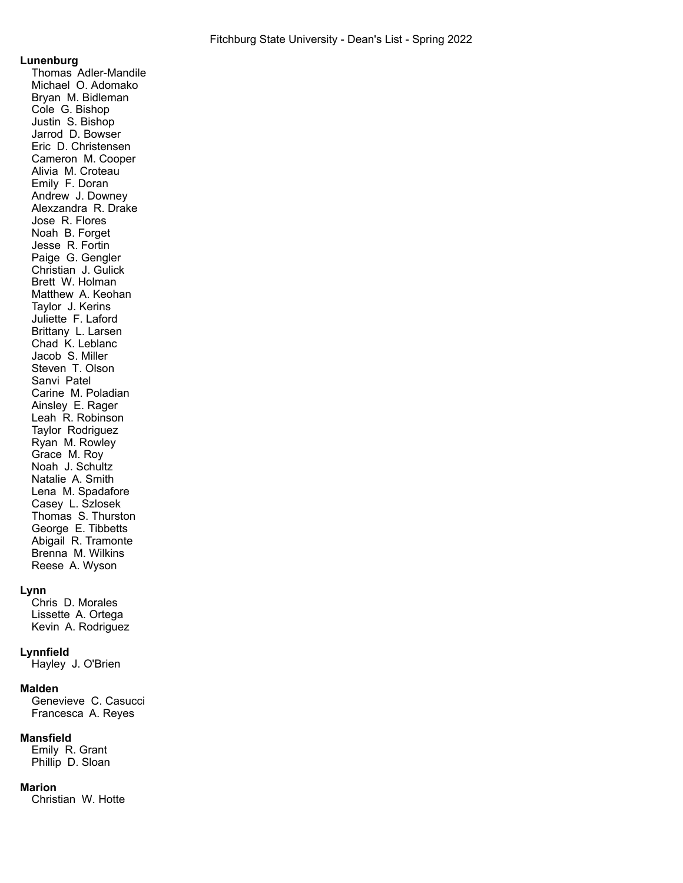**Lunenburg**

Thomas Adler-Mandile
Michael O. Adomako
Bryan M. Bidleman
Cole G. Bishop
Justin S. Bishop
Jarrod D. Bowser
Eric D. Christensen
Cameron M. Cooper
Alivia M. Croteau
Emily F. Doran
Andrew J. Downey
Alexzandra R. Drake
Jose R. Flores
Noah B. Forget
Jesse R. Fortin
Paige G. Gengler
Christian J. Gulick
Brett W. Holman
Matthew A. Keohan
Taylor J. Kerins
Juliette F. Laford
Brittany L. Larsen
Chad K. Leblanc
Jacob S. Miller
Steven T. Olson
Sanvi Patel
Carine M. Poladian
Ainsley E. Rager
Leah R. Robinson
Taylor Rodriguez
Ryan M. Rowley
Grace M. Roy
Noah J. Schultz
Natalie A. Smith
Lena M. Spadafore
Casey L. Szlosek
Thomas S. Thurston
George E. Tibbetts
Abigail R. Tramonte
Brenna M. Wilkins
Reese A. Wyson

**Lynn**

Chris D. Morales
Lissette A. Ortega
Kevin A. Rodriguez

**Lynnfield**

Hayley J. O'Brien

**Malden**

Genevieve C. Casucci
Francesca A. Reyes

**Mansfield**

Emily R. Grant
Phillip D. Sloan

**Marion**

Christian W. Hotte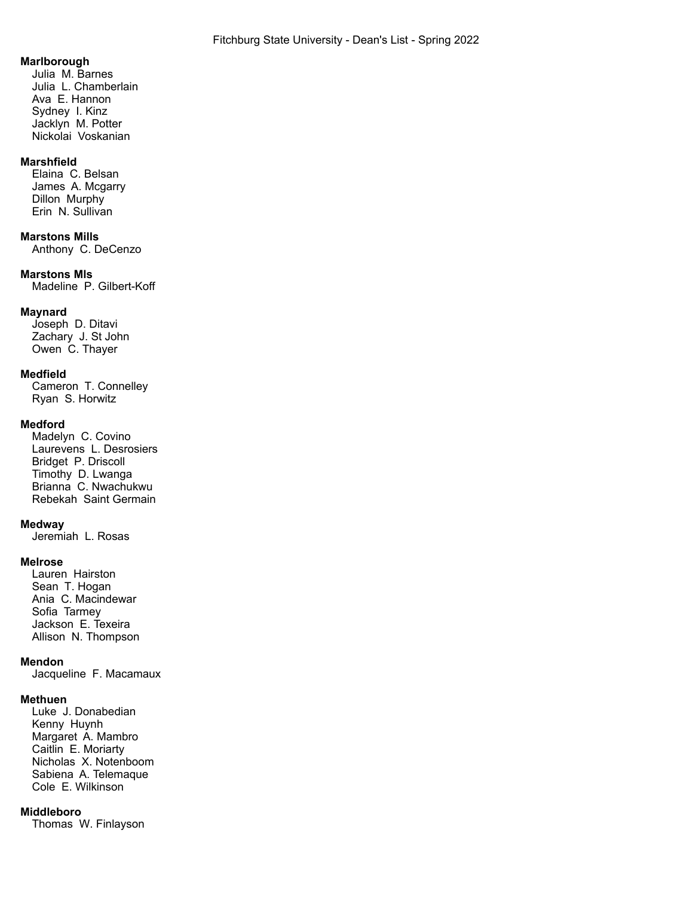**Marlborough**

Julia M. Barnes
Julia L. Chamberlain
Ava E. Hannon
Sydney I. Kinz
Jacklyn M. Potter
Nickolai Voskanian

**Marshfield**

Elaina C. Belsan
James A. Mcgarry
Dillon Murphy
Erin N. Sullivan

**Marstons Mills**

Anthony C. DeCenzo

**Marstons Mls**

Madeline P. Gilbert-Koff

**Maynard**

Joseph D. Ditavi
Zachary J. St John
Owen C. Thayer

**Medfield**

Cameron T. Connelley
Ryan S. Horwitz

**Medford**

Madelyn C. Covino
Laurevens L. Desrosiers
Bridget P. Driscoll
Timothy D. Lwanga
Brianna C. Nwachukwu
Rebekah Saint Germain

**Medway**

Jeremiah L. Rosas

**Melrose**

Lauren Hairston
Sean T. Hogan
Ania C. Macindewar
Sofia Tarmey
Jackson E. Texeira
Allison N. Thompson

**Mendon**

Jacqueline F. Macamaux

**Methuen**

Luke J. Donabedian
Kenny Huynh
Margaret A. Mambro
Caitlin E. Moriarty
Nicholas X. Notenboom
Sabiena A. Telemaque
Cole E. Wilkinson

**Middleboro**

Thomas W. Finlayson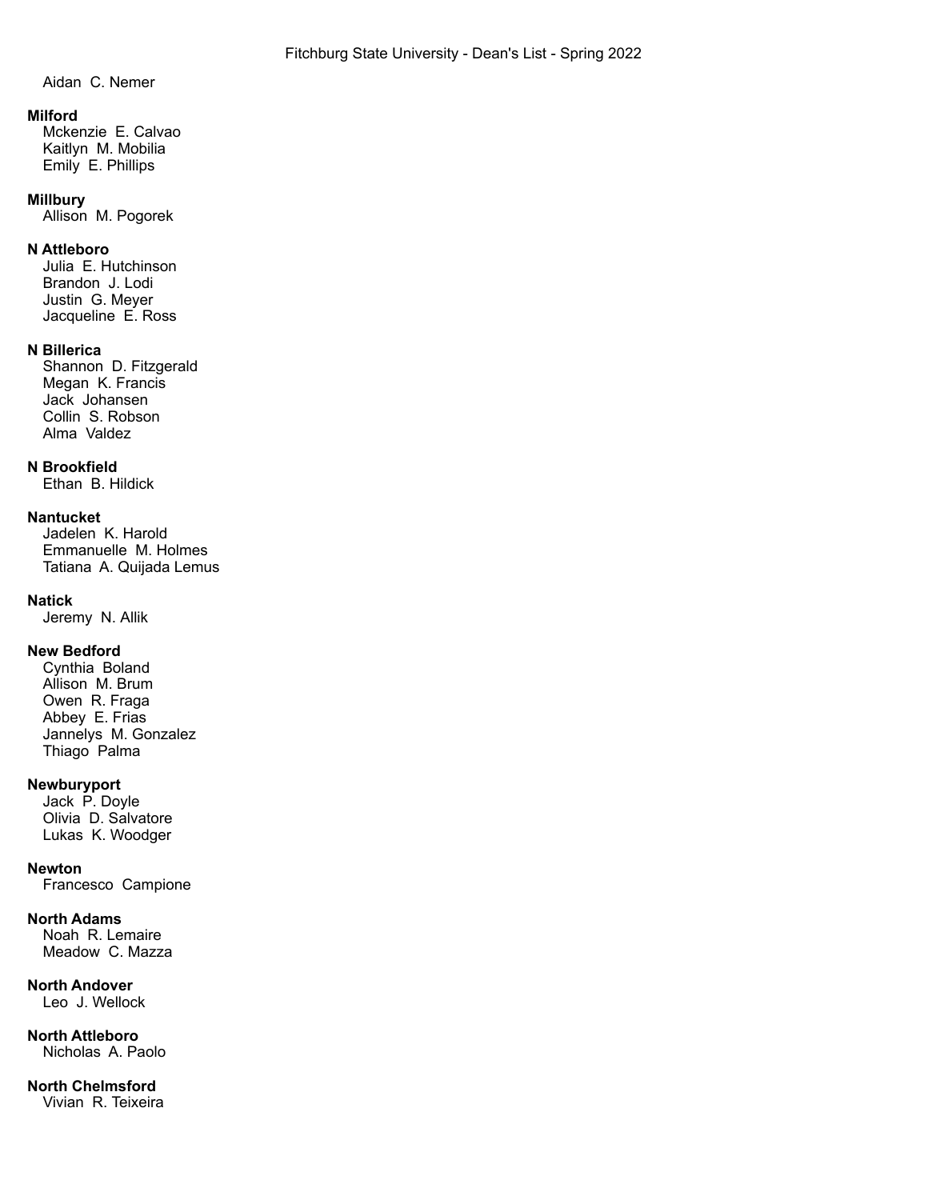Aidan C. Nemer

**Milford**
Mckenzie E. Calvao
Kaitlyn M. Mobilia
Emily E. Phillips

**Millbury**
Allison M. Pogorek

**N Attleboro**
Julia E. Hutchinson
Brandon J. Lodi
Justin G. Meyer
Jacqueline E. Ross

**N Billerica**
Shannon D. Fitzgerald
Megan K. Francis
Jack Johansen
Collin S. Robson
Alma Valdez

**N Brookfield**
Ethan B. Hildick

**Nantucket**
Jadelen K. Harold
Emmanuelle M. Holmes
Tatiana A. Quijada Lemus

**Natick**
Jeremy N. Allik

**New Bedford**
Cynthia Boland
Allison M. Brum
Owen R. Fraga
Abbey E. Frias
Jannelys M. Gonzalez
Thiago Palma

**Newburyport**
Jack P. Doyle
Olivia D. Salvatore
Lukas K. Woodger

**Newton**
Francesco Campione

**North Adams**
Noah R. Lemaire
Meadow C. Mazza

**North Andover**
Leo J. Wellock

**North Attleboro**
Nicholas A. Paolo

**North Chelmsford**
Vivian R. Teixeira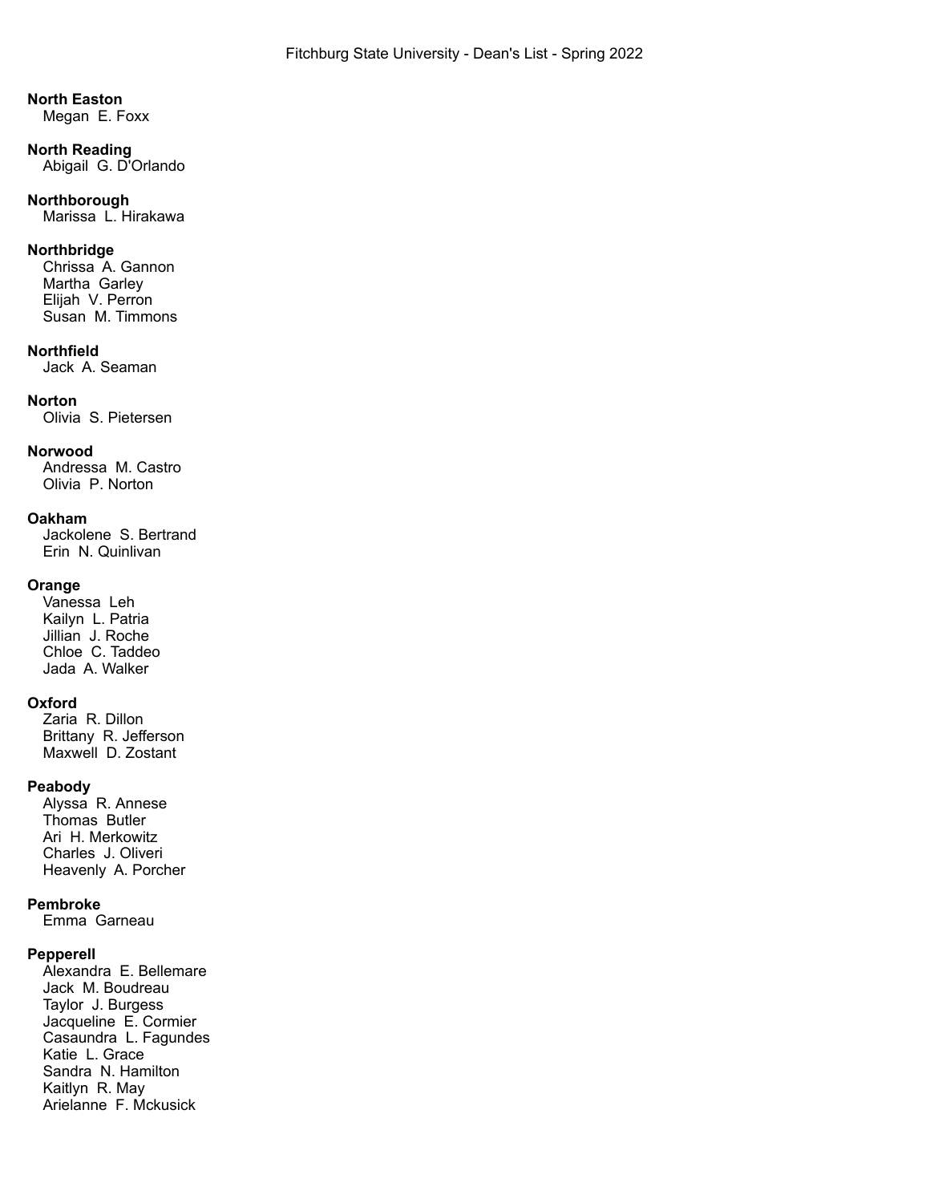**North Easton**

Megan E. Foxx

**North Reading**

Abigail G. D'Orlando

**Northborough**

Marissa L. Hirakawa

**Northbridge**

Chrissa A. Gannon
Martha Garley
Elijah V. Perron
Susan M. Timmons

**Northfield**

Jack A. Seaman

**Norton**

Olivia S. Pietersen

**Norwood**

Andressa M. Castro
Olivia P. Norton

**Oakham**

Jackolene S. Bertrand
Erin N. Quinlivan

**Orange**

Vanessa Leh
Kailyn L. Patria
Jillian J. Roche
Chloe C. Taddeo
Jada A. Walker

**Oxford**

Zaria R. Dillon
Brittany R. Jefferson
Maxwell D. Zostant

**Peabody**

Alyssa R. Annese
Thomas Butler
Ari H. Merkowitz
Charles J. Oliveri
Heavenly A. Porcher

**Pembroke**

Emma Garneau

**Pepperell**

Alexandra E. Bellemare
Jack M. Boudreau
Taylor J. Burgess
Jacqueline E. Cormier
Casaundra L. Fagundes
Katie L. Grace
Sandra N. Hamilton
Kaitlyn R. May
Arielanne F. Mckusick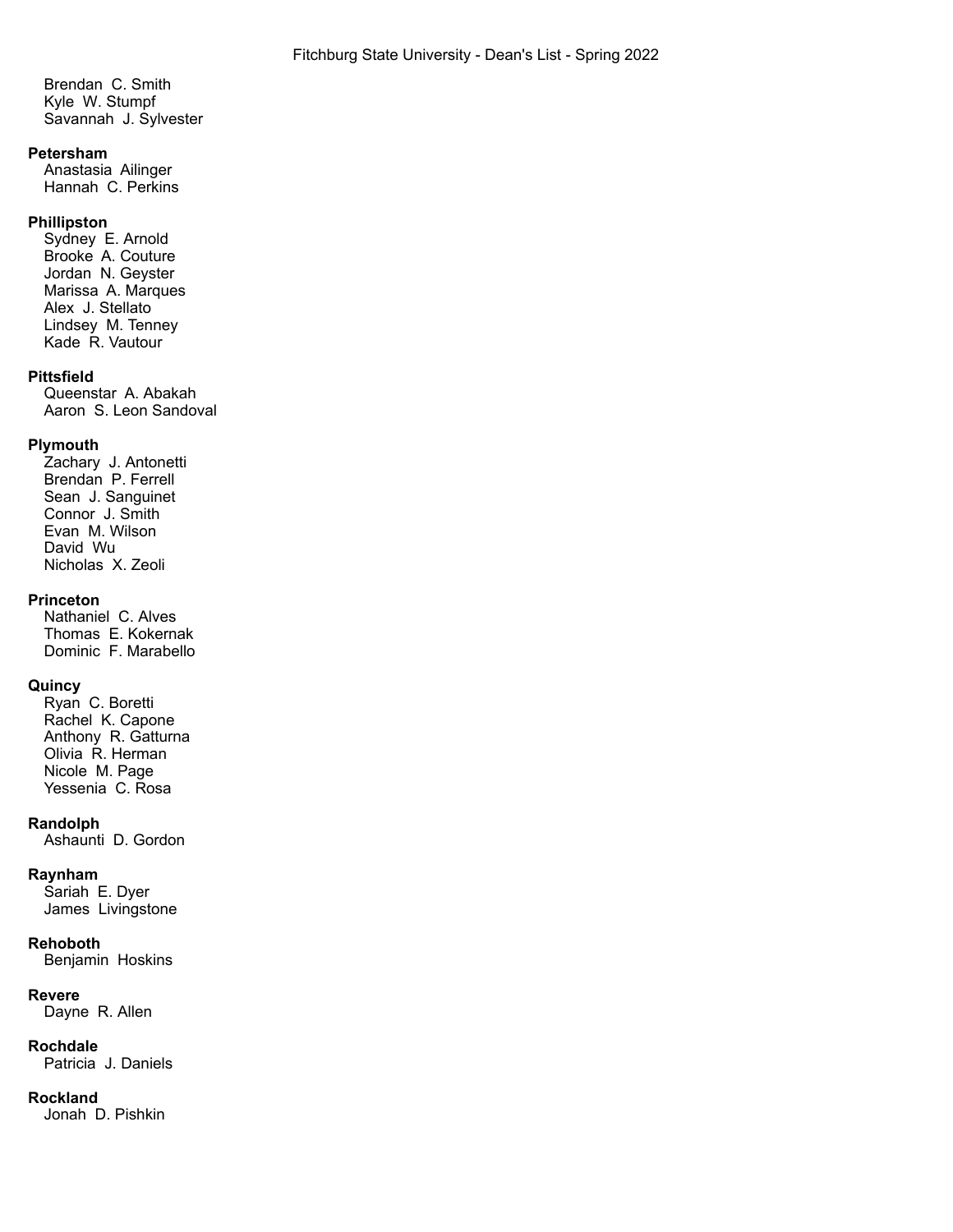Brendan C. Smith
Kyle W. Stumpf
Savannah J. Sylvester

**Petersham**
Anastasia Ailinger
Hannah C. Perkins

**Phillipston**
Sydney E. Arnold
Brooke A. Couture
Jordan N. Geyster
Marissa A. Marques
Alex J. Stellato
Lindsey M. Tenney
Kade R. Vautour

**Pittsfield**
Queenstar A. Abakah
Aaron S. Leon Sandoval

**Plymouth**
Zachary J. Antonetti
Brendan P. Ferrell
Sean J. Sanguinet
Connor J. Smith
Evan M. Wilson
David Wu
Nicholas X. Zeoli

**Princeton**
Nathaniel C. Alves
Thomas E. Kokernak
Dominic F. Marabello

**Quincy**
Ryan C. Boretti
Rachel K. Capone
Anthony R. Gatturna
Olivia R. Herman
Nicole M. Page
Yessenia C. Rosa

**Randolph**
Ashaunti D. Gordon

**Raynham**
Sariah E. Dyer
James Livingstone

**Rehoboth**
Benjamin Hoskins

**Revere**
Dayne R. Allen

**Rochdale**
Patricia J. Daniels

**Rockland**
Jonah D. Pishkin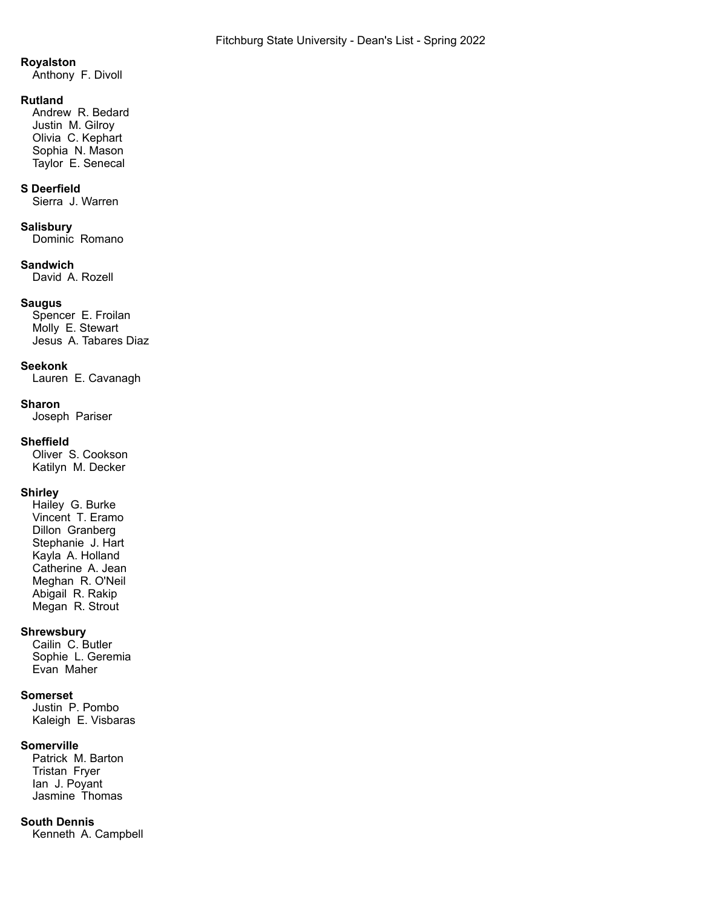**Royalston**
Anthony F. Divoll

**Rutland**
Andrew R. Bedard
Justin M. Gilroy
Olivia C. Kephart
Sophia N. Mason
Taylor E. Senecal

**S Deerfield**
Sierra J. Warren

**Salisbury**
Dominic Romano

**Sandwich**
David A. Rozell

**Saugus**
Spencer E. Froilan
Molly E. Stewart
Jesus A. Tabares Diaz

**Seekonk**
Lauren E. Cavanagh

**Sharon**
Joseph Pariser

**Sheffield**
Oliver S. Cookson
Katilyn M. Decker

**Shirley**
Hailey G. Burke
Vincent T. Eramo
Dillon Granberg
Stephanie J. Hart
Kayla A. Holland
Catherine A. Jean
Meghan R. O'Neil
Abigail R. Rakip
Megan R. Strout

**Shrewsbury**
Cailin C. Butler
Sophie L. Geremia
Evan Maher

**Somerset**
Justin P. Pombo
Kaleigh E. Visbaras

**Somerville**
Patrick M. Barton
Tristan Fryer
Ian J. Poyant
Jasmine Thomas

**South Dennis**
Kenneth A. Campbell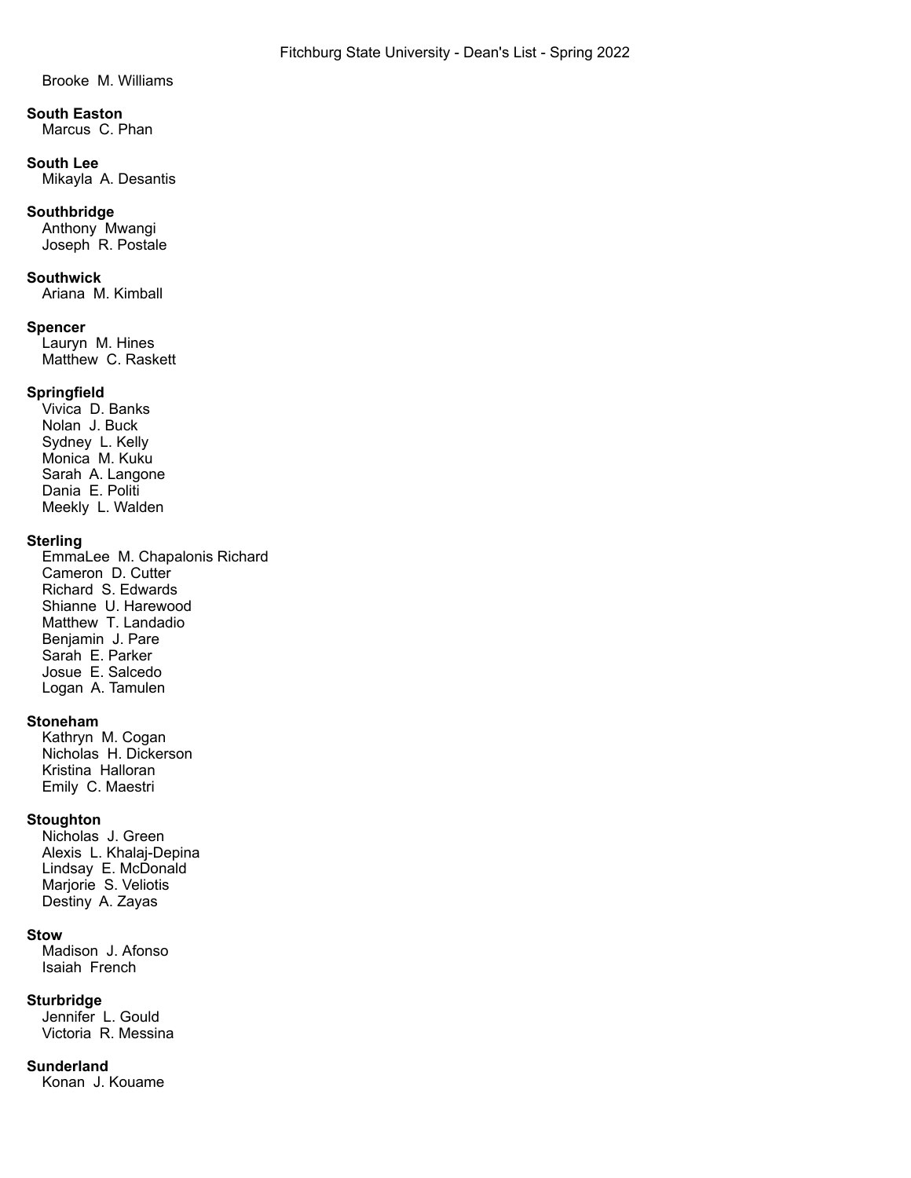Brooke M. Williams

**South Easton**
Marcus C. Phan

**South Lee**
Mikayla A. Desantis

**Southbridge**
Anthony Mwangi
Joseph R. Postale

**Southwick**
Ariana M. Kimball

**Spencer**
Lauryn M. Hines
Matthew C. Raskett

**Springfield**
Vivica D. Banks
Nolan J. Buck
Sydney L. Kelly
Monica M. Kuku
Sarah A. Langone
Dania E. Politi
Meekly L. Walden

**Sterling**
EmmaLee M. Chapalonis Richard
Cameron D. Cutter
Richard S. Edwards
Shianne U. Harewood
Matthew T. Landadio
Benjamin J. Pare
Sarah E. Parker
Josue E. Salcedo
Logan A. Tamulen

**Stoneham**
Kathryn M. Cogan
Nicholas H. Dickerson
Kristina Halloran
Emily C. Maestri

**Stoughton**
Nicholas J. Green
Alexis L. Khalaj-Depina
Lindsay E. McDonald
Marjorie S. Veliotis
Destiny A. Zayas

**Stow**
Madison J. Afonso
Isaiah French

**Sturbridge**
Jennifer L. Gould
Victoria R. Messina

**Sunderland**
Konan J. Kouame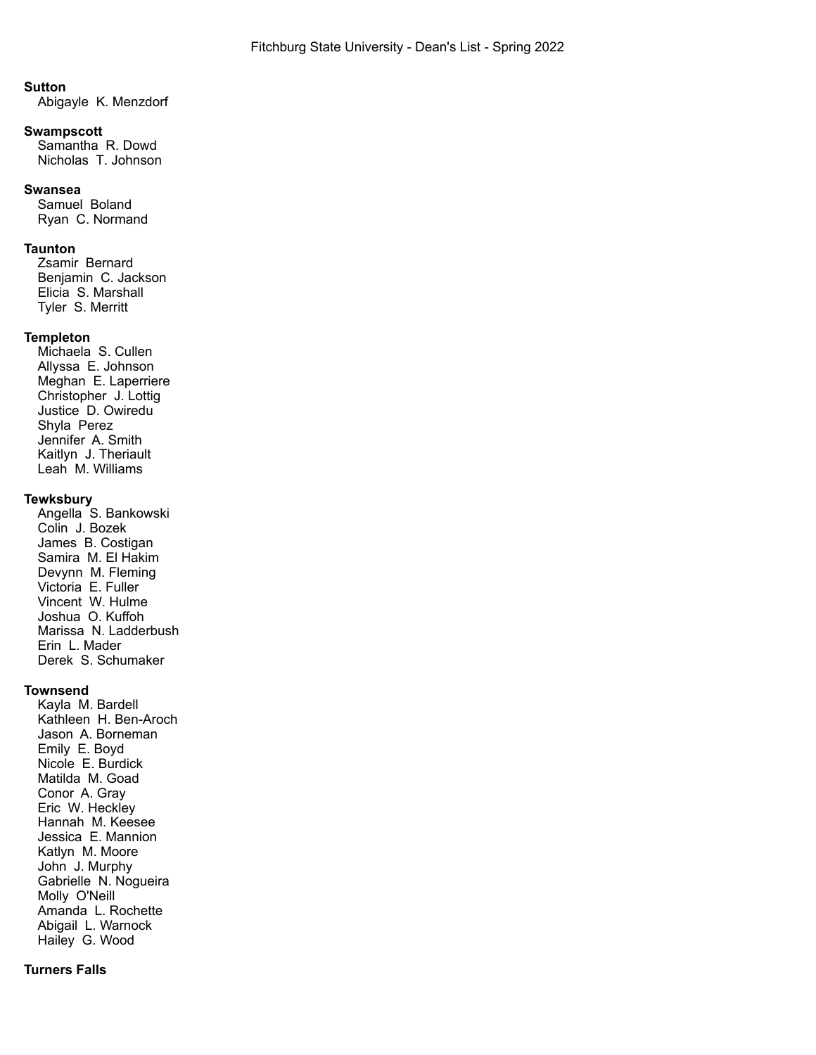**Sutton**

Abigayle K. Menzdorf

**Swampscott**

Samantha R. Dowd
Nicholas T. Johnson

**Swansea**

Samuel Boland
Ryan C. Normand

**Taunton**

Zsamir Bernard
Benjamin C. Jackson
Elicia S. Marshall
Tyler S. Merritt

**Templeton**

Michaela S. Cullen
Allyssa E. Johnson
Meghan E. Laperriere
Christopher J. Lottig
Justice D. Owiredu
Shyla Perez
Jennifer A. Smith
Kaitlyn J. Theriault
Leah M. Williams

**Tewksbury**

Angella S. Bankowski
Colin J. Bozek
James B. Costigan
Samira M. El Hakim
Devynn M. Fleming
Victoria E. Fuller
Vincent W. Hulme
Joshua O. Kuffoh
Marissa N. Ladderbush
Erin L. Mader
Derek S. Schumaker

**Townsend**

Kayla M. Bardell
Kathleen H. Ben-Aroch
Jason A. Borneman
Emily E. Boyd
Nicole E. Burdick
Matilda M. Goad
Conor A. Gray
Eric W. Heckley
Hannah M. Keesee
Jessica E. Mannion
Katlyn M. Moore
John J. Murphy
Gabrielle N. Nogueira
Molly O'Neill
Amanda L. Rochette
Abigail L. Warnock
Hailey G. Wood

**Turners Falls**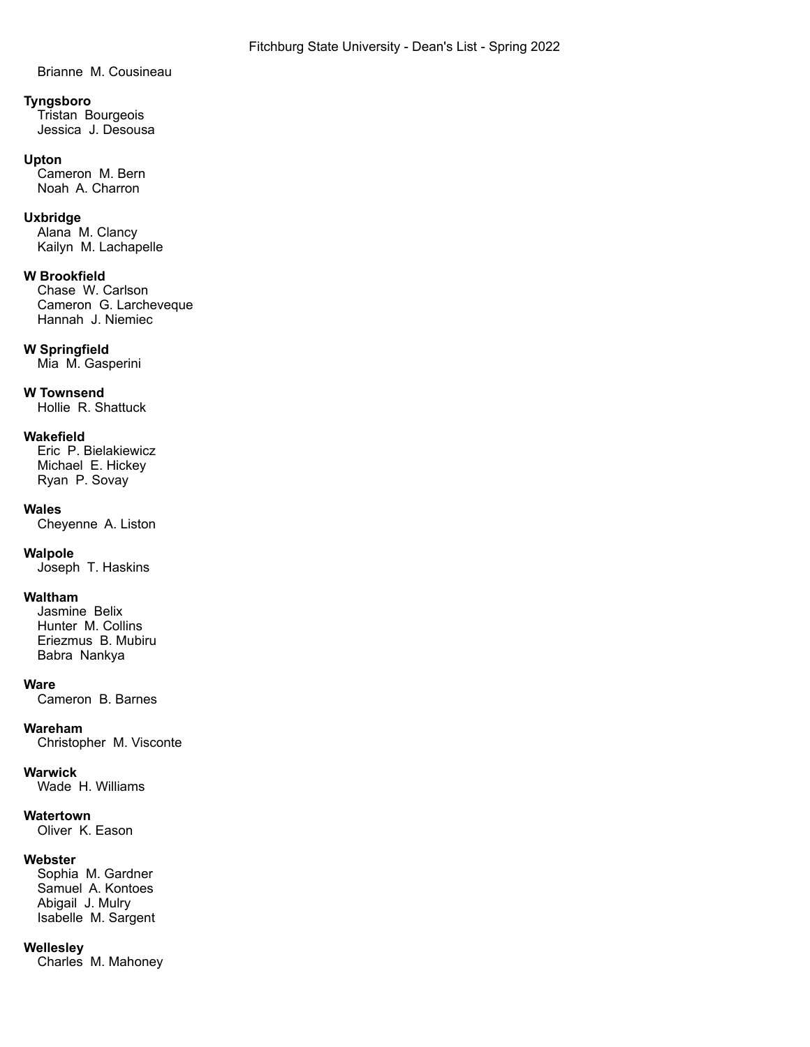Brianne M. Cousineau

**Tyngsboro**
Tristan Bourgeois
Jessica J. Desousa

**Upton**
Cameron M. Bern
Noah A. Charron

**Uxbridge**
Alana M. Clancy
Kailyn M. Lachapelle

**W Brookfield**
Chase W. Carlson
Cameron G. Larcheveque
Hannah J. Niemiec

**W Springfield**
Mia M. Gasperini

**W Townsend**
Hollie R. Shattuck

**Wakefield**
Eric P. Bielakiewicz
Michael E. Hickey
Ryan P. Sovay

**Wales**
Cheyenne A. Liston

**Walpole**
Joseph T. Haskins

**Waltham**
Jasmine Belix
Hunter M. Collins
Eriezmus B. Mubiru
Babra Nankya

**Ware**
Cameron B. Barnes

**Wareham**
Christopher M. Visconte

**Warwick**
Wade H. Williams

**Watertown**
Oliver K. Eason

**Webster**
Sophia M. Gardner
Samuel A. Kontoes
Abigail J. Mulry
Isabelle M. Sargent

**Wellesley**
Charles M. Mahoney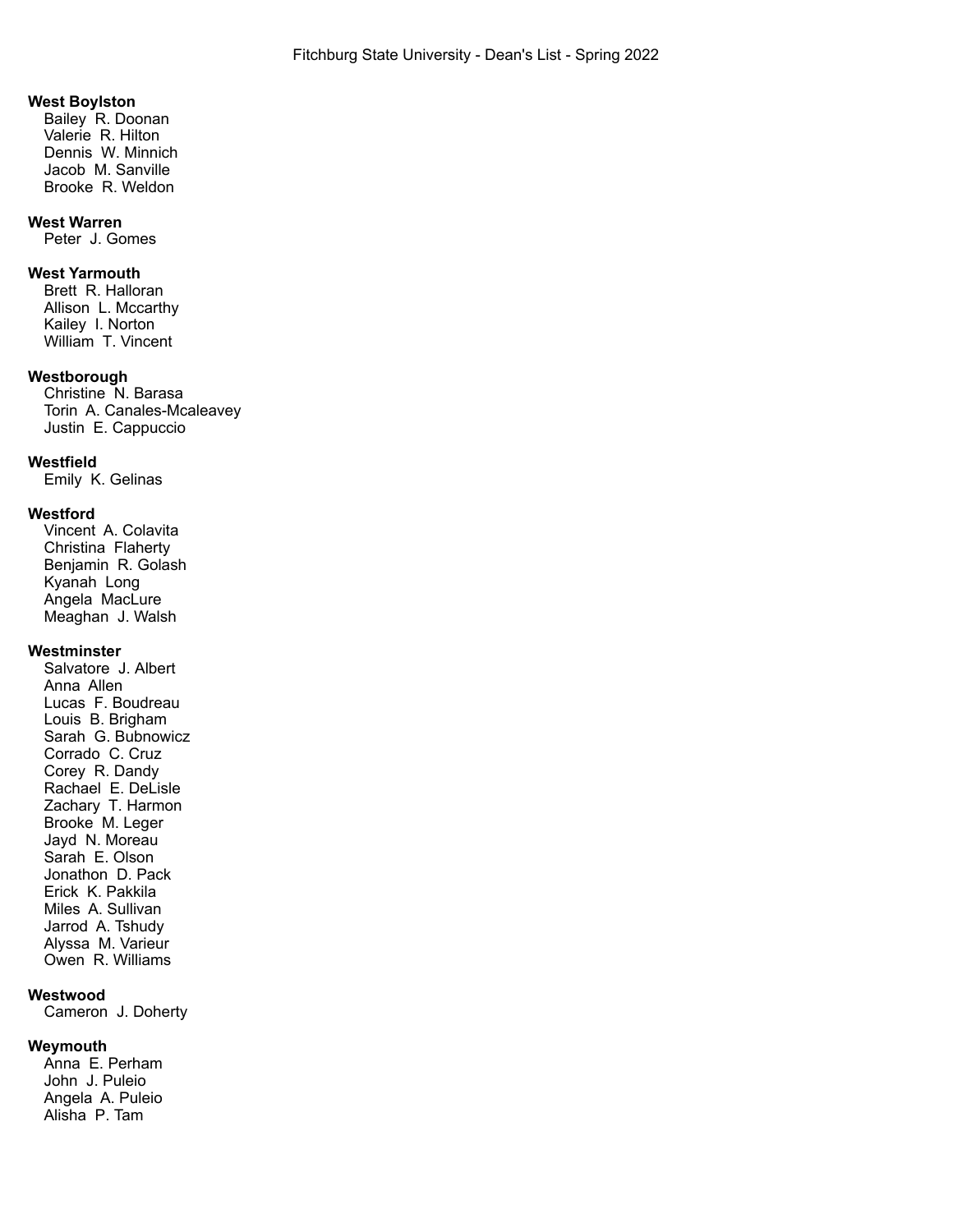**West Boylston**
Bailey R. Doonan
Valerie R. Hilton
Dennis W. Minnich
Jacob M. Sanville
Brooke R. Weldon

**West Warren**
Peter J. Gomes

**West Yarmouth**
Brett R. Halloran
Allison L. Mccarthy
Kailey I. Norton
William T. Vincent

**Westborough**
Christine N. Barasa
Torin A. Canales-Mcaleavey
Justin E. Cappuccio

**Westfield**
Emily K. Gelinas

**Westford**
Vincent A. Colavita
Christina Flaherty
Benjamin R. Golash
Kyanah Long
Angela MacLure
Meaghan J. Walsh

**Westminster**
Salvatore J. Albert
Anna Allen
Lucas F. Boudreau
Louis B. Brigham
Sarah G. Bubnowicz
Corrado C. Cruz
Corey R. Dandy
Rachael E. DeLisle
Zachary T. Harmon
Brooke M. Leger
Jayd N. Moreau
Sarah E. Olson
Jonathon D. Pack
Erick K. Pakkila
Miles A. Sullivan
Jarrod A. Tshudy
Alyssa M. Varieur
Owen R. Williams

**Westwood**
Cameron J. Doherty

**Weymouth**
Anna E. Perham
John J. Puleio
Angela A. Puleio
Alisha P. Tam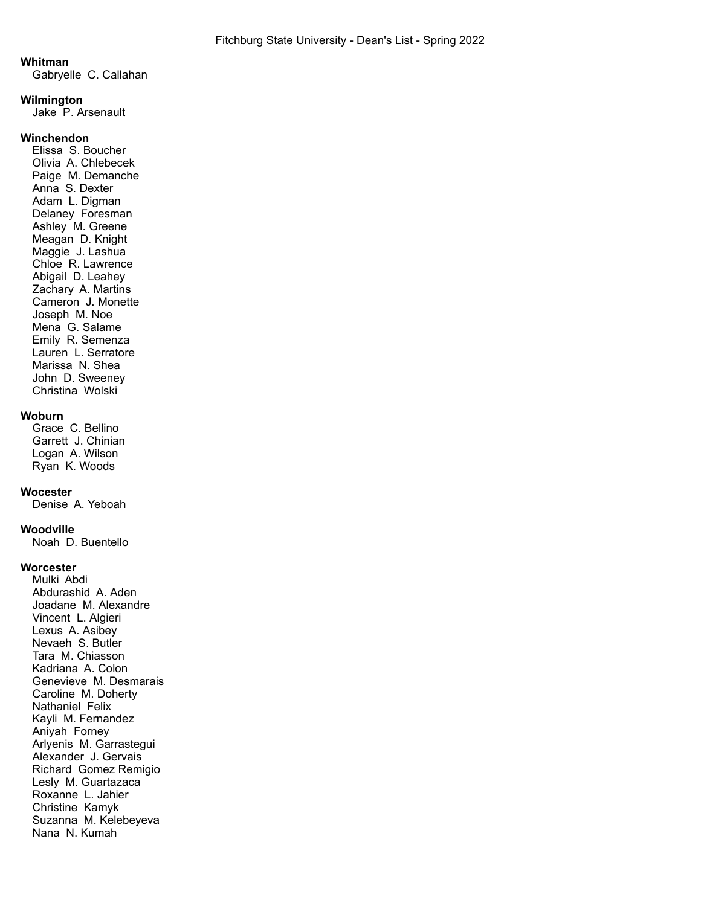**Whitman**

Gabryelle C. Callahan

**Wilmington**

Jake P. Arsenault

**Winchendon**

Elissa S. Boucher
Olivia A. Chlebecek
Paige M. Demanche
Anna S. Dexter
Adam L. Digman
Delaney Foresman
Ashley M. Greene
Meagan D. Knight
Maggie J. Lashua
Chloe R. Lawrence
Abigail D. Leahey
Zachary A. Martins
Cameron J. Monette
Joseph M. Noe
Mena G. Salame
Emily R. Semenza
Lauren L. Serratore
Marissa N. Shea
John D. Sweeney
Christina Wolski

**Woburn**

Grace C. Bellino
Garrett J. Chinian
Logan A. Wilson
Ryan K. Woods

**Wocester**

Denise A. Yeboah

**Woodville**

Noah D. Buentello

**Worcester**

Mulki Abdi
Abdurashid A. Aden
Joadane M. Alexandre
Vincent L. Algieri
Lexus A. Asibey
Nevaeh S. Butler
Tara M. Chiasson
Kadriana A. Colon
Genevieve M. Desmarais
Caroline M. Doherty
Nathaniel Felix
Kayli M. Fernandez
Aniyah Forney
Arlyenis M. Garrastegui
Alexander J. Gervais
Richard Gomez Remigio
Lesly M. Guartazaca
Roxanne L. Jahier
Christine Kamyk
Suzanna M. Kelebeyeva
Nana N. Kumah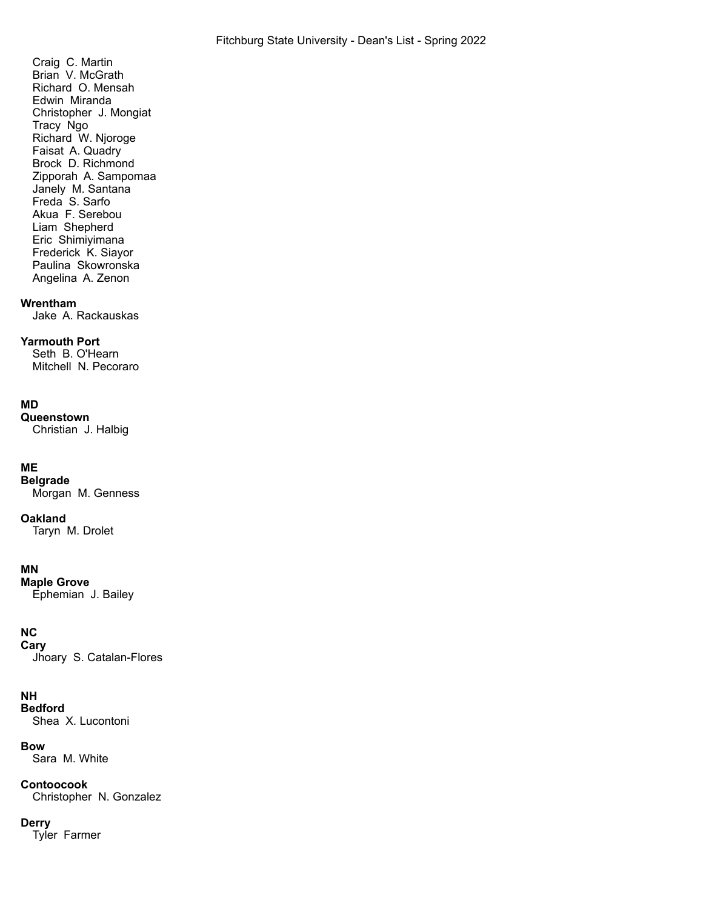Craig C. Martin
Brian V. McGrath
Richard O. Mensah
Edwin Miranda
Christopher J. Mongiat
Tracy Ngo
Richard W. Njoroge
Faisat A. Quadry
Brock D. Richmond
Zipporah A. Sampomaa
Janely M. Santana
Freda S. Sarfo
Akua F. Serebou
Liam Shepherd
Eric Shimiyimana
Frederick K. Siayor
Paulina Skowronska
Angelina A. Zenon

**Wrentham**
Jake A. Rackauskas

**Yarmouth Port**
Seth B. O'Hearn
Mitchell N. Pecoraro

**MD**
**Queenstown**
Christian J. Halbig

**ME**
**Belgrade**
Morgan M. Genness

**Oakland**
Taryn M. Drolet

**MN**
**Maple Grove**
Ephemian J. Bailey

**NC**
**Cary**
Jhoary S. Catalan-Flores

**NH**
**Bedford**
Shea X. Lucontoni

**Bow**
Sara M. White

**Contoocook**
Christopher N. Gonzalez

**Derry**
Tyler Farmer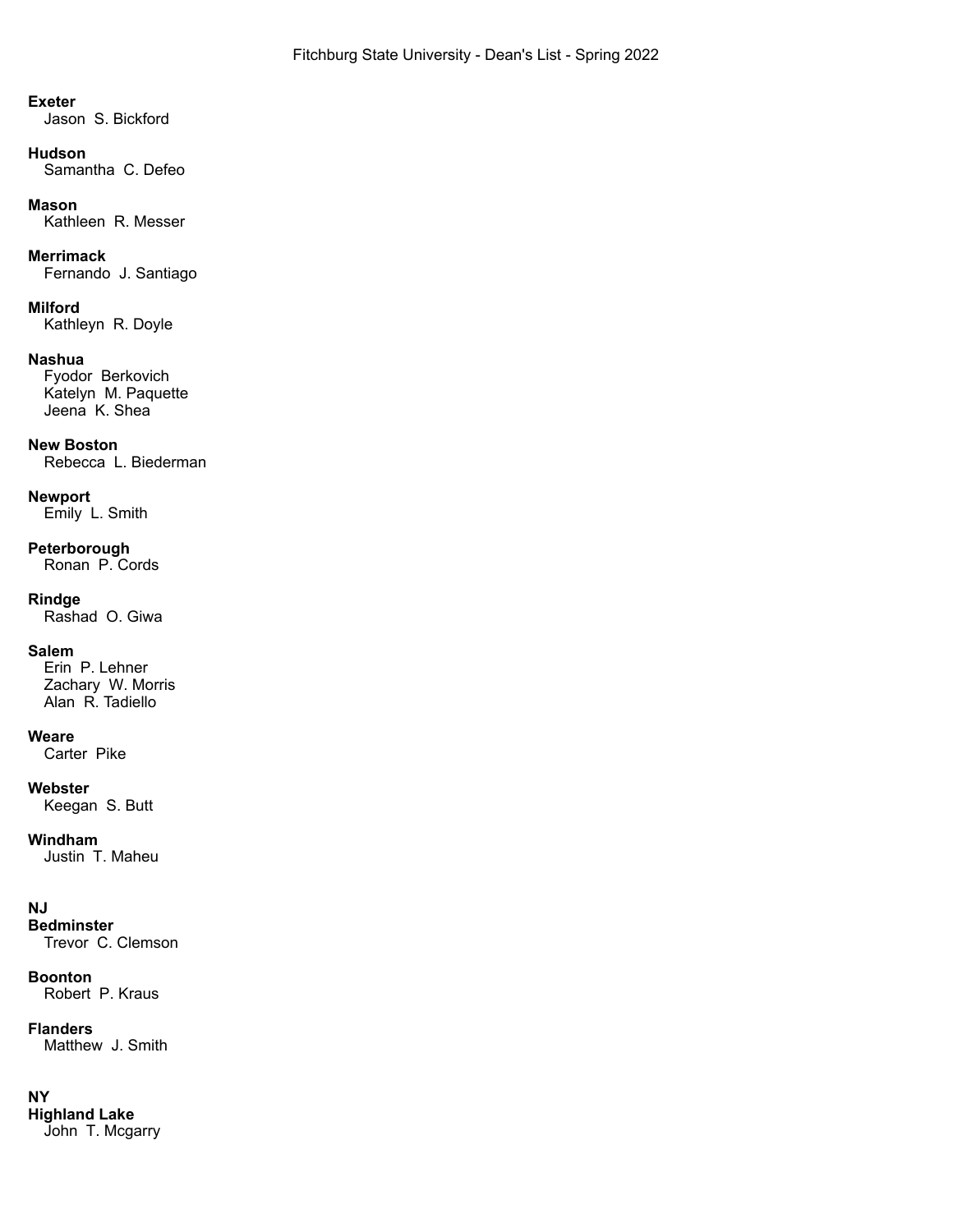**Exeter**
Jason S. Bickford

**Hudson**
Samantha C. Defeo

**Mason**
Kathleen R. Messer

**Merrimack**
Fernando J. Santiago

**Milford**
Kathleyn R. Doyle

**Nashua**
Fyodor Berkovich
Katelyn M. Paquette
Jeena K. Shea

**New Boston**
Rebecca L. Biederman

**Newport**
Emily L. Smith

**Peterborough**
Ronan P. Cords

**Rindge**
Rashad O. Giwa

**Salem**
Erin P. Lehner
Zachary W. Morris
Alan R. Tadiello

**Weare**
Carter Pike

**Webster**
Keegan S. Butt

**Windham**
Justin T. Maheu

**NJ**

**Bedminster**
Trevor C. Clemson

**Boonton**
Robert P. Kraus

**Flanders**
Matthew J. Smith

**NY**

**Highland Lake**
John T. Mcgarry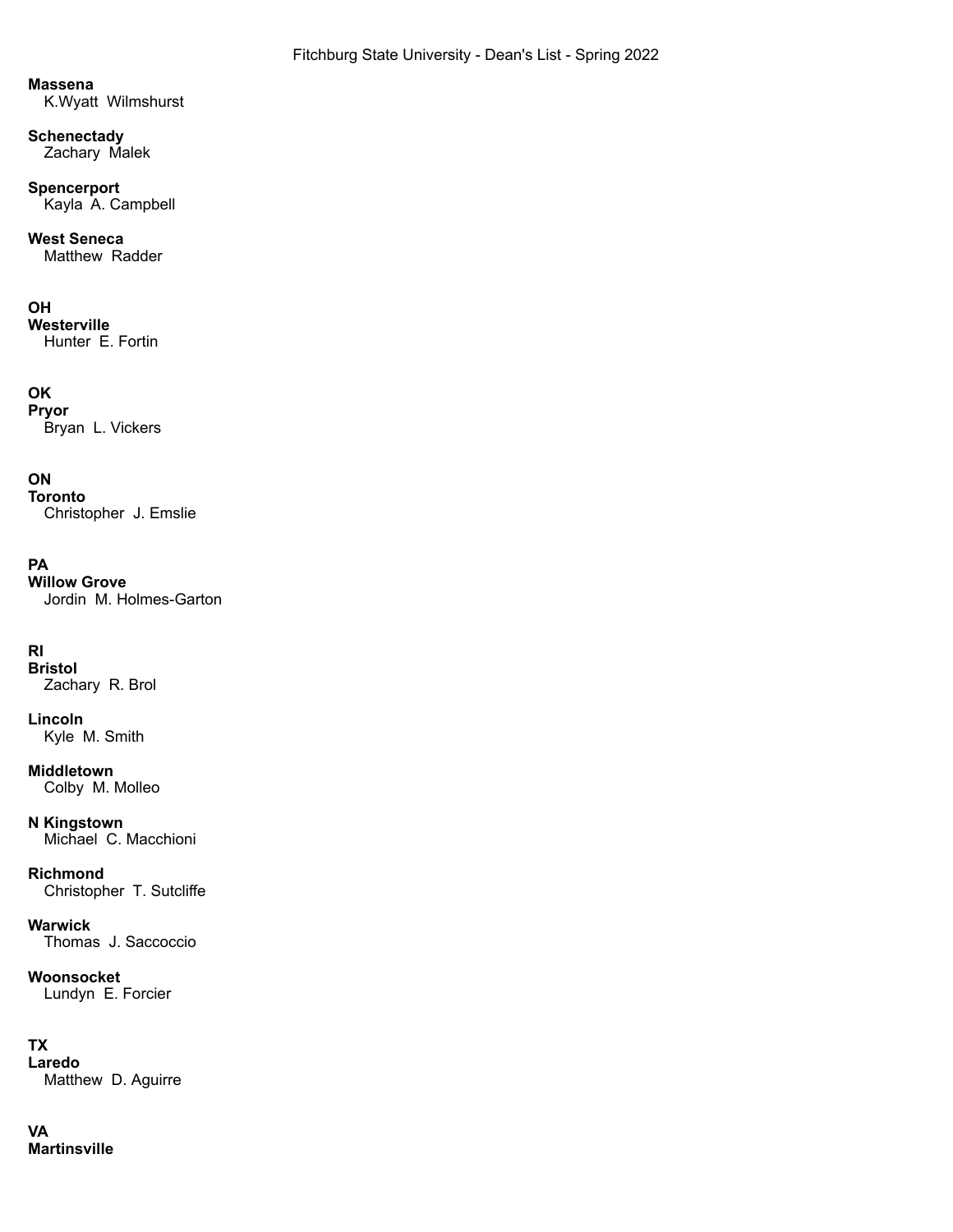**Massena**
K.Wyatt Wilmshurst

**Schenectady**
Zachary Malek

**Spencerport**
Kayla A. Campbell

**West Seneca**
Matthew Radder

**OH**
**Westerville**
Hunter E. Fortin

**OK**
**Pryor**
Bryan L. Vickers

**ON**
**Toronto**
Christopher J. Emslie

**PA**
**Willow Grove**
Jordin M. Holmes-Garton

**RI**
**Bristol**
Zachary R. Brol

**Lincoln**
Kyle M. Smith

**Middletown**
Colby M. Molleo

**N Kingstown**
Michael C. Macchioni

**Richmond**
Christopher T. Sutcliffe

**Warwick**
Thomas J. Saccoccio

**Woonsocket**
Lundyn E. Forcier

**TX**
**Laredo**
Matthew D. Aguirre

**VA**
**Martinsville**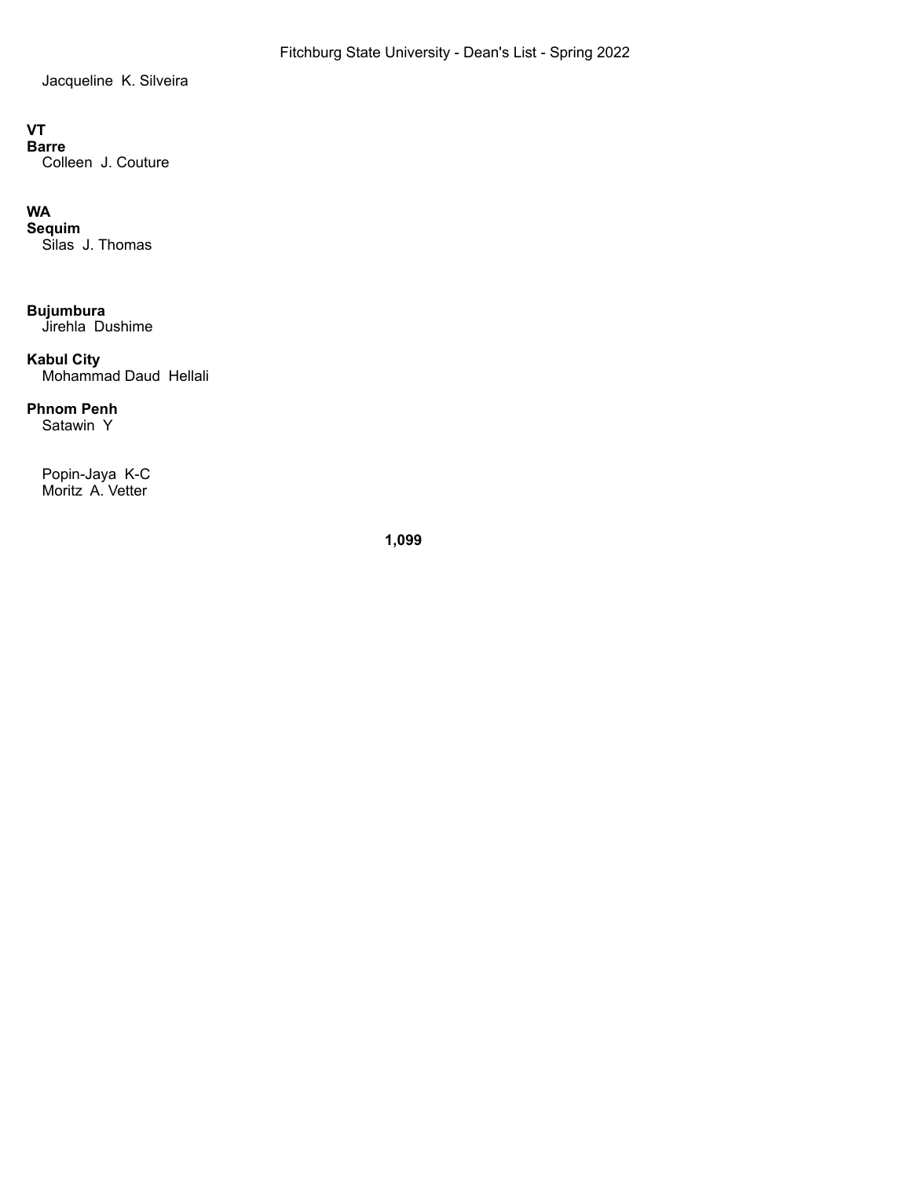Jacqueline K. Silveira

**VT**
**Barre**
Colleen J. Couture

**WA**
**Sequim**
Silas J. Thomas

**Bujumbura**
Jirehla Dushime

**Kabul City**
Mohammad Daud Hellali

**Phnom Penh**
Satawin Y

Popin-Jaya K-C
Moritz A. Vetter

**1,099**